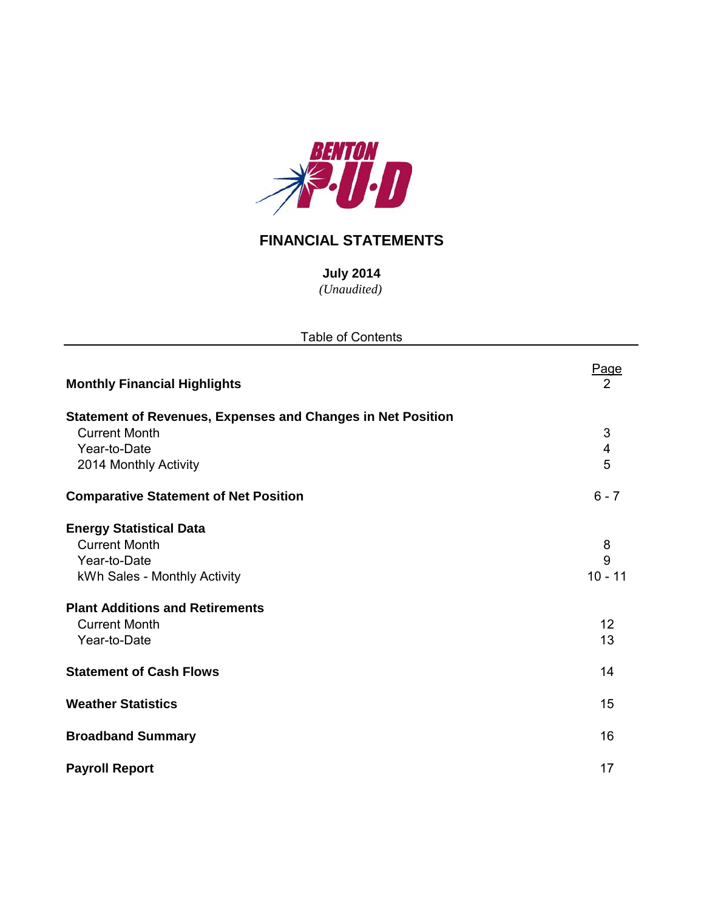BENTON P·U·D

# FINANCIAL STATEMENTS

**July 2014**
*(Unaudited)*

Table of Contents

| | Page |
|---|---|
| **Monthly Financial Highlights** | 2 |
| **Statement of Revenues, Expenses and Changes in Net Position** | |
| Current Month | 3 |
| Year-to-Date | 4 |
| 2014 Monthly Activity | 5 |
| **Comparative Statement of Net Position** | 6 - 7 |
| **Energy Statistical Data** | |
| Current Month | 8 |
| Year-to-Date | 9 |
| kWh Sales - Monthly Activity | 10 - 11 |
| **Plant Additions and Retirements** | |
| Current Month | 12 |
| Year-to-Date | 13 |
| **Statement of Cash Flows** | 14 |
| **Weather Statistics** | 15 |
| **Broadband Summary** | 16 |
| **Payroll Report** | 17 |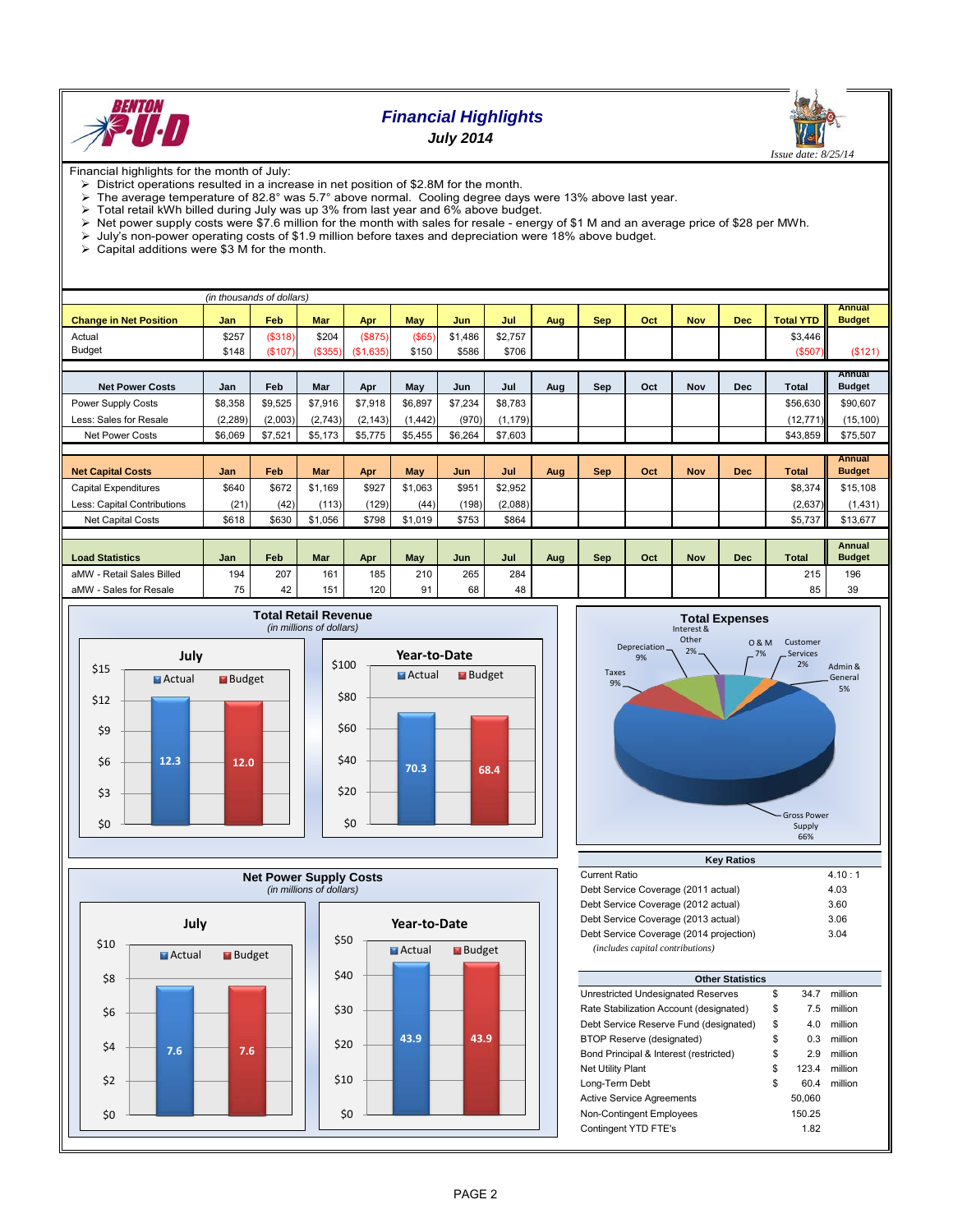# Financial Highlights

*July 2014*

*Issue date: 8/25/14*

Financial highlights for the month of July:

- District operations resulted in a increase in net position of $2.8M for the month.
- The average temperature of 82.8° was 5.7° above normal. Cooling degree days were 13% above last year.
- Total retail kWh billed during July was up 3% from last year and 6% above budget.
- Net power supply costs were $7.6 million for the month with sales for resale - energy of $1 M and an average price of $28 per MWh.
- July's non-power operating costs of $1.9 million before taxes and depreciation were 18% above budget.
- Capital additions were $3 M for the month.

*(in thousands of dollars)*

| Change in Net Position | Jan | Feb | Mar | Apr | May | Jun | Jul | Aug | Sep | Oct | Nov | Dec | Total YTD | Annual Budget |
|---|---|---|---|---|---|---|---|---|---|---|---|---|---|---|
| Actual | $257 | ($318) | $204 | ($875) | ($65) | $1,486 | $2,757 | | | | | | $3,446 | |
| Budget | $148 | ($107) | ($355) | ($1,635) | $150 | $586 | $706 | | | | | | ($507) | ($121) |

| Net Power Costs | Jan | Feb | Mar | Apr | May | Jun | Jul | Aug | Sep | Oct | Nov | Dec | Total | Annual Budget |
|---|---|---|---|---|---|---|---|---|---|---|---|---|---|---|
| Power Supply Costs | $8,358 | $9,525 | $7,916 | $7,918 | $6,897 | $7,234 | $8,783 | | | | | | $56,630 | $90,607 |
| Less: Sales for Resale | (2,289) | (2,003) | (2,743) | (2,143) | (1,442) | (970) | (1,179) | | | | | | (12,771) | (15,100) |
| Net Power Costs | $6,069 | $7,521 | $5,173 | $5,775 | $5,455 | $6,264 | $7,603 | | | | | | $43,859 | $75,507 |

| Net Capital Costs | Jan | Feb | Mar | Apr | May | Jun | Jul | Aug | Sep | Oct | Nov | Dec | Total | Annual Budget |
|---|---|---|---|---|---|---|---|---|---|---|---|---|---|---|
| Capital Expenditures | $640 | $672 | $1,169 | $927 | $1,063 | $951 | $2,952 | | | | | | $8,374 | $15,108 |
| Less: Capital Contributions | (21) | (42) | (113) | (129) | (44) | (198) | (2,088) | | | | | | (2,637) | (1,431) |
| Net Capital Costs | $618 | $630 | $1,056 | $798 | $1,019 | $753 | $864 | | | | | | $5,737 | $13,677 |

| Load Statistics | Jan | Feb | Mar | Apr | May | Jun | Jul | Aug | Sep | Oct | Nov | Dec | Total | Annual Budget |
|---|---|---|---|---|---|---|---|---|---|---|---|---|---|---|
| aMW - Retail Sales Billed | 194 | 207 | 161 | 185 | 210 | 265 | 284 | | | | | | 215 | 196 |
| aMW - Sales for Resale | 75 | 42 | 151 | 120 | 91 | 68 | 48 | | | | | | 85 | 39 |

**Total Retail Revenue**
*(in millions of dollars)*

| | Actual | Budget |
|---|---|---|
| July | 12.3 | 12.0 |
| Year-to-Date | 70.3 | 68.4 |

**Total Expenses**

| Category | % |
|---|---|
| Gross Power Supply | 66% |
| Taxes | 9% |
| Depreciation | 9% |
| Interest & Other | 2% |
| O & M | 7% |
| Customer Services | 2% |
| Admin & General | 5% |

**Net Power Supply Costs**
*(in millions of dollars)*

| | Actual | Budget |
|---|---|---|
| July | 7.6 | 7.6 |
| Year-to-Date | 43.9 | 43.9 |

| Key Ratios | |
|---|---|
| Current Ratio | 4.10 : 1 |
| Debt Service Coverage (2011 actual) | 4.03 |
| Debt Service Coverage (2012 actual) | 3.60 |
| Debt Service Coverage (2013 actual) | 3.06 |
| Debt Service Coverage (2014 projection) | 3.04 |

*(includes capital contributions)*

| Other Statistics | | | |
|---|---|---|---|
| Unrestricted Undesignated Reserves | $ | 34.7 | million |
| Rate Stabilization Account (designated) | $ | 7.5 | million |
| Debt Service Reserve Fund (designated) | $ | 4.0 | million |
| BTOP Reserve (designated) | $ | 0.3 | million |
| Bond Principal & Interest (restricted) | $ | 2.9 | million |
| Net Utility Plant | $ | 123.4 | million |
| Long-Term Debt | $ | 60.4 | million |
| Active Service Agreements | | 50,060 | |
| Non-Contingent Employees | | 150.25 | |
| Contingent YTD FTE's | | 1.82 | |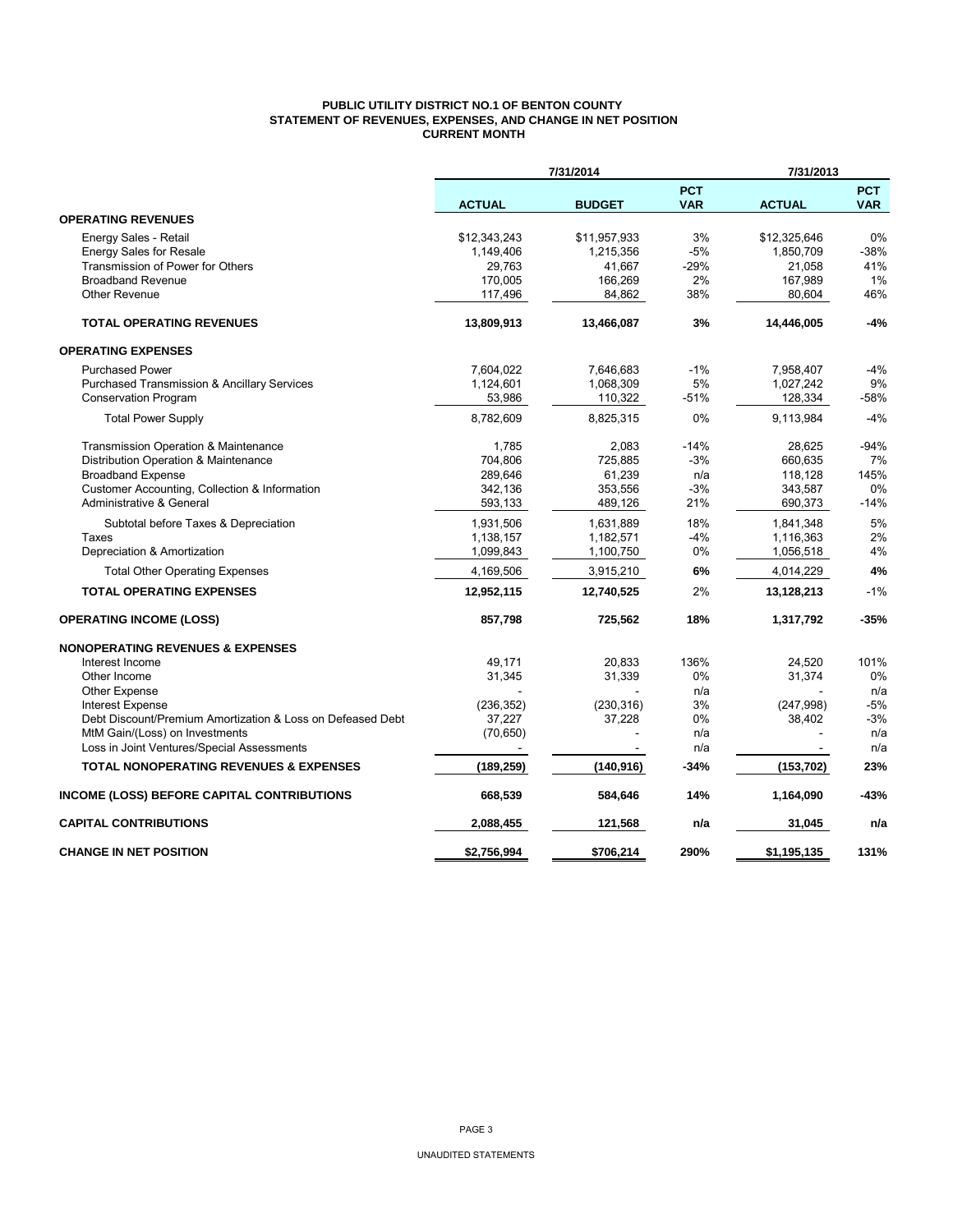**PUBLIC UTILITY DISTRICT NO.1 OF BENTON COUNTY**
**STATEMENT OF REVENUES, EXPENSES, AND CHANGE IN NET POSITION**
**CURRENT MONTH**

| | 7/31/2014 | | | 7/31/2013 | |
|---|---|---|---|---|---|
| | **ACTUAL** | **BUDGET** | **PCT VAR** | **ACTUAL** | **PCT VAR** |
| **OPERATING REVENUES** | | | | | |
| Energy Sales - Retail | $12,343,243 | $11,957,933 | 3% | $12,325,646 | 0% |
| Energy Sales for Resale | 1,149,406 | 1,215,356 | -5% | 1,850,709 | -38% |
| Transmission of Power for Others | 29,763 | 41,667 | -29% | 21,058 | 41% |
| Broadband Revenue | 170,005 | 166,269 | 2% | 167,989 | 1% |
| Other Revenue | 117,496 | 84,862 | 38% | 80,604 | 46% |
| **TOTAL OPERATING REVENUES** | **13,809,913** | **13,466,087** | **3%** | **14,446,005** | **-4%** |
| **OPERATING EXPENSES** | | | | | |
| Purchased Power | 7,604,022 | 7,646,683 | -1% | 7,958,407 | -4% |
| Purchased Transmission & Ancillary Services | 1,124,601 | 1,068,309 | 5% | 1,027,242 | 9% |
| Conservation Program | 53,986 | 110,322 | -51% | 128,334 | -58% |
| Total Power Supply | 8,782,609 | 8,825,315 | 0% | 9,113,984 | -4% |
| Transmission Operation & Maintenance | 1,785 | 2,083 | -14% | 28,625 | -94% |
| Distribution Operation & Maintenance | 704,806 | 725,885 | -3% | 660,635 | 7% |
| Broadband Expense | 289,646 | 61,239 | n/a | 118,128 | 145% |
| Customer Accounting, Collection & Information | 342,136 | 353,556 | -3% | 343,587 | 0% |
| Administrative & General | 593,133 | 489,126 | 21% | 690,373 | -14% |
| Subtotal before Taxes & Depreciation | 1,931,506 | 1,631,889 | 18% | 1,841,348 | 5% |
| Taxes | 1,138,157 | 1,182,571 | -4% | 1,116,363 | 2% |
| Depreciation & Amortization | 1,099,843 | 1,100,750 | 0% | 1,056,518 | 4% |
| Total Other Operating Expenses | 4,169,506 | 3,915,210 | **6%** | 4,014,229 | **4%** |
| **TOTAL OPERATING EXPENSES** | **12,952,115** | **12,740,525** | 2% | **13,128,213** | -1% |
| **OPERATING INCOME (LOSS)** | **857,798** | **725,562** | **18%** | **1,317,792** | **-35%** |
| **NONOPERATING REVENUES & EXPENSES** | | | | | |
| Interest Income | 49,171 | 20,833 | 136% | 24,520 | 101% |
| Other Income | 31,345 | 31,339 | 0% | 31,374 | 0% |
| Other Expense | - | - | n/a | - | n/a |
| Interest Expense | (236,352) | (230,316) | 3% | (247,998) | -5% |
| Debt Discount/Premium Amortization & Loss on Defeased Debt | 37,227 | 37,228 | 0% | 38,402 | -3% |
| MtM Gain/(Loss) on Investments | (70,650) | - | n/a | - | n/a |
| Loss in Joint Ventures/Special Assessments | - | - | n/a | - | n/a |
| **TOTAL NONOPERATING REVENUES & EXPENSES** | **(189,259)** | **(140,916)** | **-34%** | **(153,702)** | **23%** |
| **INCOME (LOSS) BEFORE CAPITAL CONTRIBUTIONS** | **668,539** | **584,646** | **14%** | **1,164,090** | **-43%** |
| **CAPITAL CONTRIBUTIONS** | **2,088,455** | **121,568** | **n/a** | **31,045** | **n/a** |
| **CHANGE IN NET POSITION** | **$2,756,994** | **$706,214** | **290%** | **$1,195,135** | **131%** |

UNAUDITED STATEMENTS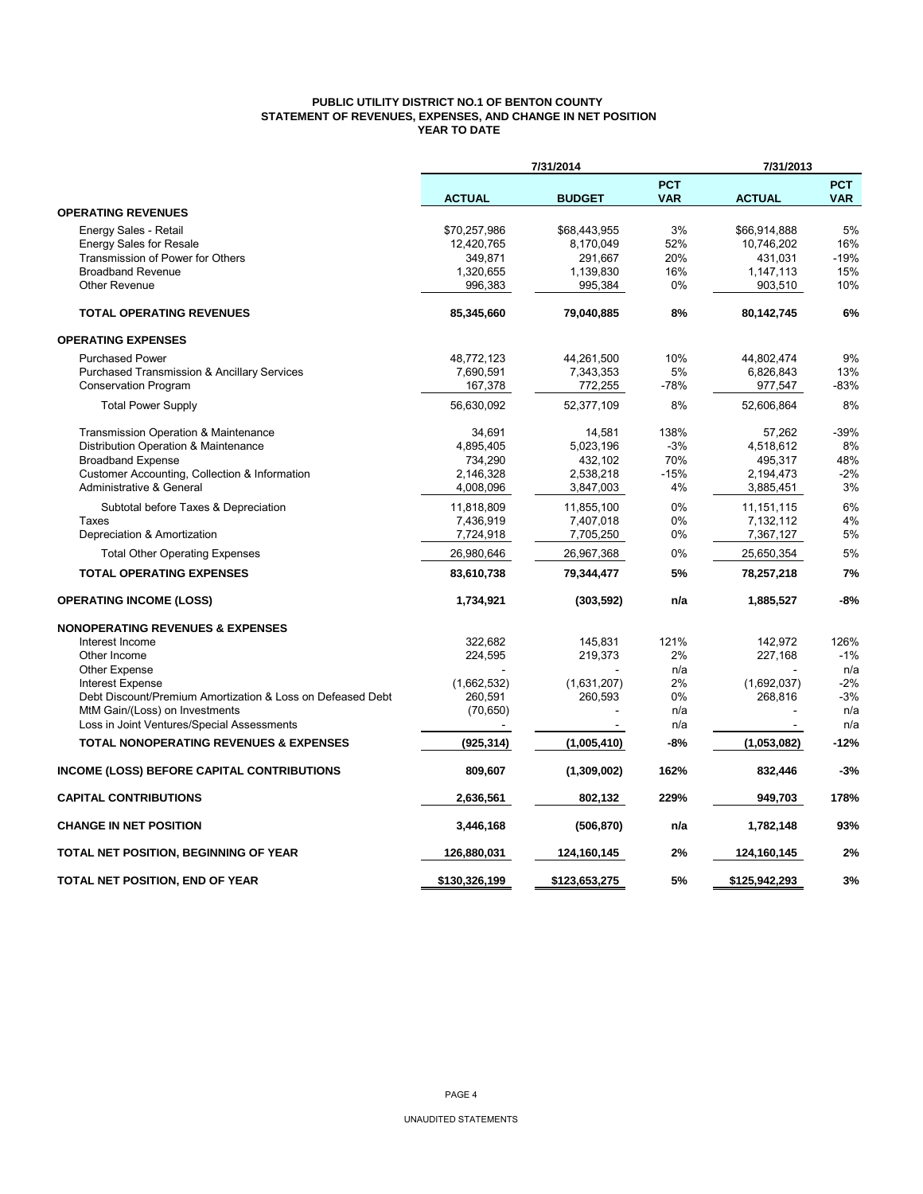**PUBLIC UTILITY DISTRICT NO.1 OF BENTON COUNTY**
**STATEMENT OF REVENUES, EXPENSES, AND CHANGE IN NET POSITION**
**YEAR TO DATE**

| | 7/31/2014 | | | 7/31/2013 | |
|---|---|---|---|---|---|
| | **ACTUAL** | **BUDGET** | **PCT VAR** | **ACTUAL** | **PCT VAR** |
| **OPERATING REVENUES** | | | | | |
| Energy Sales - Retail | $70,257,986 | $68,443,955 | 3% | $66,914,888 | 5% |
| Energy Sales for Resale | 12,420,765 | 8,170,049 | 52% | 10,746,202 | 16% |
| Transmission of Power for Others | 349,871 | 291,667 | 20% | 431,031 | -19% |
| Broadband Revenue | 1,320,655 | 1,139,830 | 16% | 1,147,113 | 15% |
| Other Revenue | 996,383 | 995,384 | 0% | 903,510 | 10% |
| **TOTAL OPERATING REVENUES** | **85,345,660** | **79,040,885** | **8%** | **80,142,745** | **6%** |
| **OPERATING EXPENSES** | | | | | |
| Purchased Power | 48,772,123 | 44,261,500 | 10% | 44,802,474 | 9% |
| Purchased Transmission & Ancillary Services | 7,690,591 | 7,343,353 | 5% | 6,826,843 | 13% |
| Conservation Program | 167,378 | 772,255 | -78% | 977,547 | -83% |
| Total Power Supply | 56,630,092 | 52,377,109 | 8% | 52,606,864 | 8% |
| Transmission Operation & Maintenance | 34,691 | 14,581 | 138% | 57,262 | -39% |
| Distribution Operation & Maintenance | 4,895,405 | 5,023,196 | -3% | 4,518,612 | 8% |
| Broadband Expense | 734,290 | 432,102 | 70% | 495,317 | 48% |
| Customer Accounting, Collection & Information | 2,146,328 | 2,538,218 | -15% | 2,194,473 | -2% |
| Administrative & General | 4,008,096 | 3,847,003 | 4% | 3,885,451 | 3% |
| Subtotal before Taxes & Depreciation | 11,818,809 | 11,855,100 | 0% | 11,151,115 | 6% |
| Taxes | 7,436,919 | 7,407,018 | 0% | 7,132,112 | 4% |
| Depreciation & Amortization | 7,724,918 | 7,705,250 | 0% | 7,367,127 | 5% |
| Total Other Operating Expenses | 26,980,646 | 26,967,368 | 0% | 25,650,354 | 5% |
| **TOTAL OPERATING EXPENSES** | **83,610,738** | **79,344,477** | **5%** | **78,257,218** | **7%** |
| **OPERATING INCOME (LOSS)** | **1,734,921** | **(303,592)** | **n/a** | **1,885,527** | **-8%** |
| **NONOPERATING REVENUES & EXPENSES** | | | | | |
| Interest Income | 322,682 | 145,831 | 121% | 142,972 | 126% |
| Other Income | 224,595 | 219,373 | 2% | 227,168 | -1% |
| Other Expense | - | - | n/a | - | n/a |
| Interest Expense | (1,662,532) | (1,631,207) | 2% | (1,692,037) | -2% |
| Debt Discount/Premium Amortization & Loss on Defeased Debt | 260,591 | 260,593 | 0% | 268,816 | -3% |
| MtM Gain/(Loss) on Investments | (70,650) | - | n/a | - | n/a |
| Loss in Joint Ventures/Special Assessments | - | - | n/a | - | n/a |
| **TOTAL NONOPERATING REVENUES & EXPENSES** | **(925,314)** | **(1,005,410)** | **-8%** | **(1,053,082)** | **-12%** |
| **INCOME (LOSS) BEFORE CAPITAL CONTRIBUTIONS** | **809,607** | **(1,309,002)** | **162%** | **832,446** | **-3%** |
| **CAPITAL CONTRIBUTIONS** | **2,636,561** | **802,132** | **229%** | **949,703** | **178%** |
| **CHANGE IN NET POSITION** | **3,446,168** | **(506,870)** | **n/a** | **1,782,148** | **93%** |
| **TOTAL NET POSITION, BEGINNING OF YEAR** | **126,880,031** | **124,160,145** | **2%** | **124,160,145** | **2%** |
| **TOTAL NET POSITION, END OF YEAR** | **$130,326,199** | **$123,653,275** | **5%** | **$125,942,293** | **3%** |

UNAUDITED STATEMENTS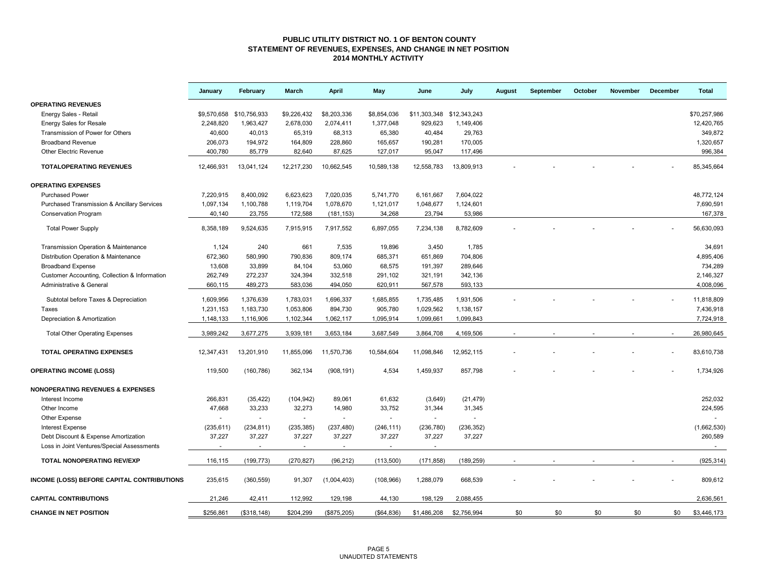# PUBLIC UTILITY DISTRICT NO. 1 OF BENTON COUNTY
## STATEMENT OF REVENUES, EXPENSES, AND CHANGE IN NET POSITION
## 2014 MONTHLY ACTIVITY

| | January | February | March | April | May | June | July | August | September | October | November | December | Total |
|---|---|---|---|---|---|---|---|---|---|---|---|---|---|
| **OPERATING REVENUES** | | | | | | | | | | | | | |
| Energy Sales - Retail | $9,570,658 | $10,756,933 | $9,226,432 | $8,203,336 | $8,854,036 | $11,303,348 | $12,343,243 | | | | | | $70,257,986 |
| Energy Sales for Resale | 2,248,820 | 1,963,427 | 2,678,030 | 2,074,411 | 1,377,048 | 929,623 | 1,149,406 | | | | | | 12,420,765 |
| Transmission of Power for Others | 40,600 | 40,013 | 65,319 | 68,313 | 65,380 | 40,484 | 29,763 | | | | | | 349,872 |
| Broadband Revenue | 206,073 | 194,972 | 164,809 | 228,860 | 165,657 | 190,281 | 170,005 | | | | | | 1,320,657 |
| Other Electric Revenue | 400,780 | 85,779 | 82,640 | 87,625 | 127,017 | 95,047 | 117,496 | | | | | | 996,384 |
| **TOTALOPERATING REVENUES** | 12,466,931 | 13,041,124 | 12,217,230 | 10,662,545 | 10,589,138 | 12,558,783 | 13,809,913 | - | - | - | - | - | 85,345,664 |
| **OPERATING EXPENSES** | | | | | | | | | | | | | |
| Purchased Power | 7,220,915 | 8,400,092 | 6,623,623 | 7,020,035 | 5,741,770 | 6,161,667 | 7,604,022 | | | | | | 48,772,124 |
| Purchased Transmission & Ancillary Services | 1,097,134 | 1,100,788 | 1,119,704 | 1,078,670 | 1,121,017 | 1,048,677 | 1,124,601 | | | | | | 7,690,591 |
| Conservation Program | 40,140 | 23,755 | 172,588 | (181,153) | 34,268 | 23,794 | 53,986 | | | | | | 167,378 |
| Total Power Supply | 8,358,189 | 9,524,635 | 7,915,915 | 7,917,552 | 6,897,055 | 7,234,138 | 8,782,609 | - | - | - | - | - | 56,630,093 |
| Transmission Operation & Maintenance | 1,124 | 240 | 661 | 7,535 | 19,896 | 3,450 | 1,785 | | | | | | 34,691 |
| Distribution Operation & Maintenance | 672,360 | 580,990 | 790,836 | 809,174 | 685,371 | 651,869 | 704,806 | | | | | | 4,895,406 |
| Broadband Expense | 13,608 | 33,899 | 84,104 | 53,060 | 68,575 | 191,397 | 289,646 | | | | | | 734,289 |
| Customer Accounting, Collection & Information | 262,749 | 272,237 | 324,394 | 332,518 | 291,102 | 321,191 | 342,136 | | | | | | 2,146,327 |
| Administrative & General | 660,115 | 489,273 | 583,036 | 494,050 | 620,911 | 567,578 | 593,133 | | | | | | 4,008,096 |
| Subtotal before Taxes & Depreciation | 1,609,956 | 1,376,639 | 1,783,031 | 1,696,337 | 1,685,855 | 1,735,485 | 1,931,506 | - | - | - | - | - | 11,818,809 |
| Taxes | 1,231,153 | 1,183,730 | 1,053,806 | 894,730 | 905,780 | 1,029,562 | 1,138,157 | | | | | | 7,436,918 |
| Depreciation & Amortization | 1,148,133 | 1,116,906 | 1,102,344 | 1,062,117 | 1,095,914 | 1,099,661 | 1,099,843 | | | | | | 7,724,918 |
| Total Other Operating Expenses | 3,989,242 | 3,677,275 | 3,939,181 | 3,653,184 | 3,687,549 | 3,864,708 | 4,169,506 | - | - | - | - | - | 26,980,645 |
| **TOTAL OPERATING EXPENSES** | 12,347,431 | 13,201,910 | 11,855,096 | 11,570,736 | 10,584,604 | 11,098,846 | 12,952,115 | - | - | - | - | - | 83,610,738 |
| **OPERATING INCOME (LOSS)** | 119,500 | (160,786) | 362,134 | (908,191) | 4,534 | 1,459,937 | 857,798 | - | - | - | - | - | 1,734,926 |
| **NONOPERATING REVENUES & EXPENSES** | | | | | | | | | | | | | |
| Interest Income | 266,831 | (35,422) | (104,942) | 89,061 | 61,632 | (3,649) | (21,479) | | | | | | 252,032 |
| Other Income | 47,668 | 33,233 | 32,273 | 14,980 | 33,752 | 31,344 | 31,345 | | | | | | 224,595 |
| Other Expense | - | - | - | - | - | - | - | | | | | | - |
| Interest Expense | (235,611) | (234,811) | (235,385) | (237,480) | (246,111) | (236,780) | (236,352) | | | | | | (1,662,530) |
| Debt Discount & Expense Amortization | 37,227 | 37,227 | 37,227 | 37,227 | 37,227 | 37,227 | 37,227 | | | | | | 260,589 |
| Loss in Joint Ventures/Special Assessments | - | - | - | - | - | - | | | | | | | - |
| **TOTAL NONOPERATING REV/EXP** | 116,115 | (199,773) | (270,827) | (96,212) | (113,500) | (171,858) | (189,259) | - | - | - | - | - | (925,314) |
| **INCOME (LOSS) BEFORE CAPITAL CONTRIBUTIONS** | 235,615 | (360,559) | 91,307 | (1,004,403) | (108,966) | 1,288,079 | 668,539 | - | - | - | - | - | 809,612 |
| **CAPITAL CONTRIBUTIONS** | 21,246 | 42,411 | 112,992 | 129,198 | 44,130 | 198,129 | 2,088,455 | | | | | | 2,636,561 |
| **CHANGE IN NET POSITION** | $256,861 | ($318,148) | $204,299 | ($875,205) | ($64,836) | $1,486,208 | $2,756,994 | $0 | $0 | $0 | $0 | $0 | $3,446,173 |

UNAUDITED STATEMENTS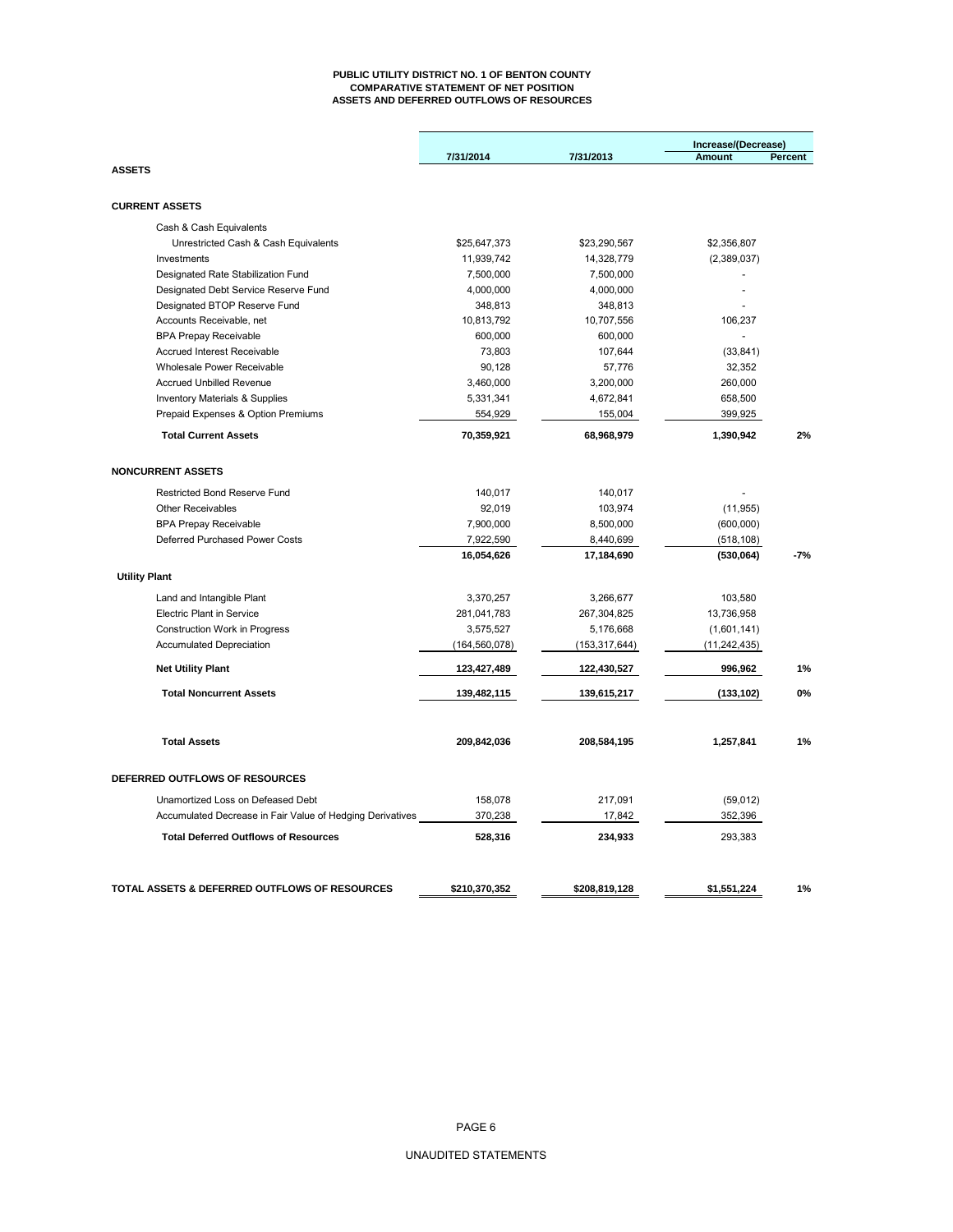# PUBLIC UTILITY DISTRICT NO. 1 OF BENTON COUNTY
## COMPARATIVE STATEMENT OF NET POSITION
## ASSETS AND DEFERRED OUTFLOWS OF RESOURCES

| | 7/31/2014 | 7/31/2013 | Increase/(Decrease) Amount | Percent |
|---|---|---|---|---|
| **ASSETS** | | | | |
| **CURRENT ASSETS** | | | | |
| Cash & Cash Equivalents | | | | |
| Unrestricted Cash & Cash Equivalents | $25,647,373 | $23,290,567 | $2,356,807 | |
| Investments | 11,939,742 | 14,328,779 | (2,389,037) | |
| Designated Rate Stabilization Fund | 7,500,000 | 7,500,000 | - | |
| Designated Debt Service Reserve Fund | 4,000,000 | 4,000,000 | - | |
| Designated BTOP Reserve Fund | 348,813 | 348,813 | - | |
| Accounts Receivable, net | 10,813,792 | 10,707,556 | 106,237 | |
| BPA Prepay Receivable | 600,000 | 600,000 | - | |
| Accrued Interest Receivable | 73,803 | 107,644 | (33,841) | |
| Wholesale Power Receivable | 90,128 | 57,776 | 32,352 | |
| Accrued Unbilled Revenue | 3,460,000 | 3,200,000 | 260,000 | |
| Inventory Materials & Supplies | 5,331,341 | 4,672,841 | 658,500 | |
| Prepaid Expenses & Option Premiums | 554,929 | 155,004 | 399,925 | |
| **Total Current Assets** | **70,359,921** | **68,968,979** | **1,390,942** | **2%** |
| **NONCURRENT ASSETS** | | | | |
| Restricted Bond Reserve Fund | 140,017 | 140,017 | - | |
| Other Receivables | 92,019 | 103,974 | (11,955) | |
| BPA Prepay Receivable | 7,900,000 | 8,500,000 | (600,000) | |
| Deferred Purchased Power Costs | 7,922,590 | 8,440,699 | (518,108) | |
| | **16,054,626** | **17,184,690** | **(530,064)** | **-7%** |
| **Utility Plant** | | | | |
| Land and Intangible Plant | 3,370,257 | 3,266,677 | 103,580 | |
| Electric Plant in Service | 281,041,783 | 267,304,825 | 13,736,958 | |
| Construction Work in Progress | 3,575,527 | 5,176,668 | (1,601,141) | |
| Accumulated Depreciation | (164,560,078) | (153,317,644) | (11,242,435) | |
| **Net Utility Plant** | **123,427,489** | **122,430,527** | **996,962** | **1%** |
| **Total Noncurrent Assets** | **139,482,115** | **139,615,217** | **(133,102)** | **0%** |
| **Total Assets** | **209,842,036** | **208,584,195** | **1,257,841** | **1%** |
| **DEFERRED OUTFLOWS OF RESOURCES** | | | | |
| Unamortized Loss on Defeased Debt | 158,078 | 217,091 | (59,012) | |
| Accumulated Decrease in Fair Value of Hedging Derivatives | 370,238 | 17,842 | 352,396 | |
| **Total Deferred Outflows of Resources** | **528,316** | **234,933** | 293,383 | |
| **TOTAL ASSETS & DEFERRED OUTFLOWS OF RESOURCES** | **$210,370,352** | **$208,819,128** | **$1,551,224** | **1%** |

UNAUDITED STATEMENTS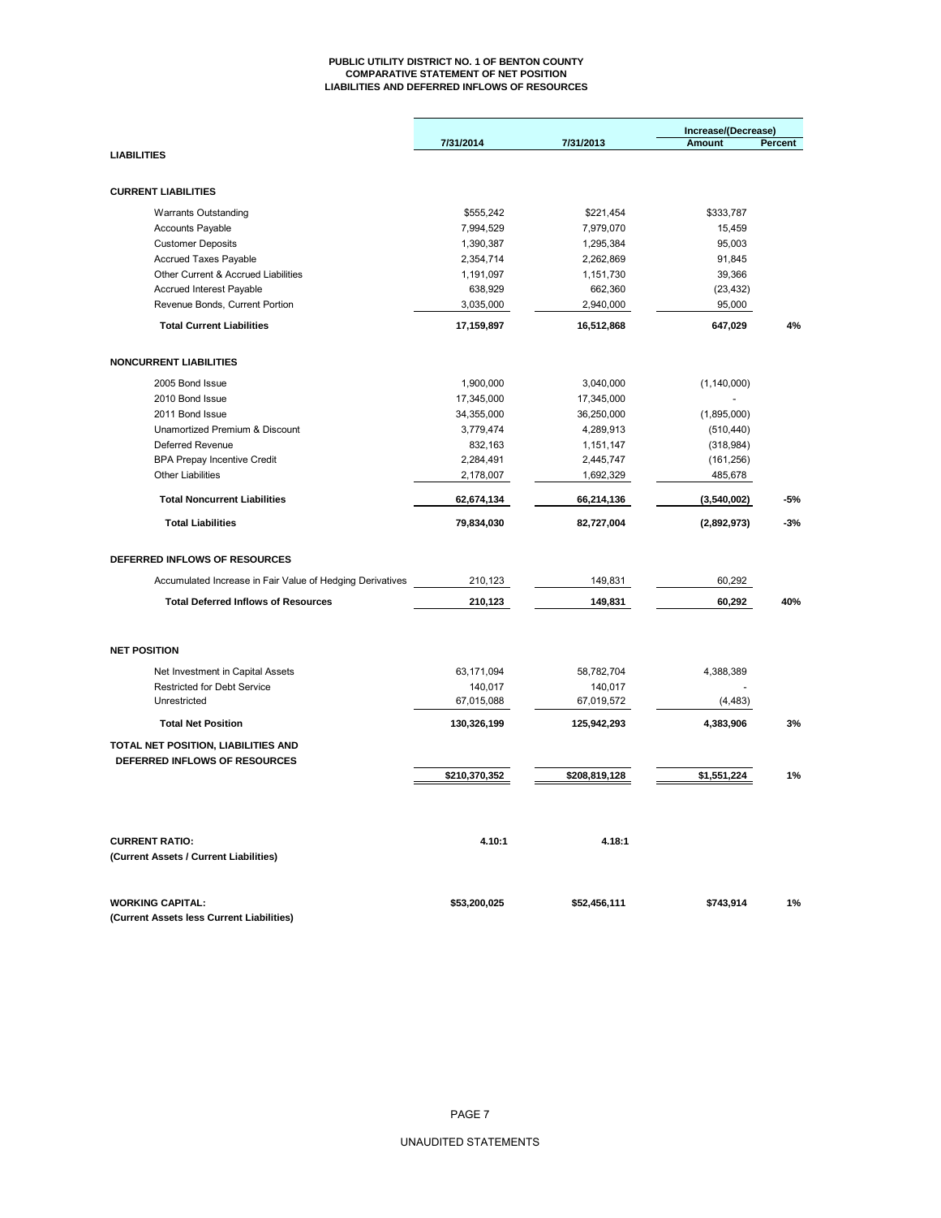# PUBLIC UTILITY DISTRICT NO. 1 OF BENTON COUNTY
## COMPARATIVE STATEMENT OF NET POSITION
## LIABILITIES AND DEFERRED INFLOWS OF RESOURCES

| | 7/31/2014 | 7/31/2013 | Increase/(Decrease) Amount | Percent |
|---|---|---|---|---|
| **LIABILITIES** | | | | |
| **CURRENT LIABILITIES** | | | | |
| Warrants Outstanding | $555,242 | $221,454 | $333,787 | |
| Accounts Payable | 7,994,529 | 7,979,070 | 15,459 | |
| Customer Deposits | 1,390,387 | 1,295,384 | 95,003 | |
| Accrued Taxes Payable | 2,354,714 | 2,262,869 | 91,845 | |
| Other Current & Accrued Liabilities | 1,191,097 | 1,151,730 | 39,366 | |
| Accrued Interest Payable | 638,929 | 662,360 | (23,432) | |
| Revenue Bonds, Current Portion | 3,035,000 | 2,940,000 | 95,000 | |
| **Total Current Liabilities** | **17,159,897** | **16,512,868** | **647,029** | **4%** |
| **NONCURRENT LIABILITIES** | | | | |
| 2005 Bond Issue | 1,900,000 | 3,040,000 | (1,140,000) | |
| 2010 Bond Issue | 17,345,000 | 17,345,000 | - | |
| 2011 Bond Issue | 34,355,000 | 36,250,000 | (1,895,000) | |
| Unamortized Premium & Discount | 3,779,474 | 4,289,913 | (510,440) | |
| Deferred Revenue | 832,163 | 1,151,147 | (318,984) | |
| BPA Prepay Incentive Credit | 2,284,491 | 2,445,747 | (161,256) | |
| Other Liabilities | 2,178,007 | 1,692,329 | 485,678 | |
| **Total Noncurrent Liabilities** | **62,674,134** | **66,214,136** | **(3,540,002)** | **-5%** |
| **Total Liabilities** | **79,834,030** | **82,727,004** | **(2,892,973)** | **-3%** |
| **DEFERRED INFLOWS OF RESOURCES** | | | | |
| Accumulated Increase in Fair Value of Hedging Derivatives | 210,123 | 149,831 | 60,292 | |
| **Total Deferred Inflows of Resources** | **210,123** | **149,831** | **60,292** | **40%** |
| **NET POSITION** | | | | |
| Net Investment in Capital Assets | 63,171,094 | 58,782,704 | 4,388,389 | |
| Restricted for Debt Service | 140,017 | 140,017 | - | |
| Unrestricted | 67,015,088 | 67,019,572 | (4,483) | |
| **Total Net Position** | **130,326,199** | **125,942,293** | **4,383,906** | **3%** |
| **TOTAL NET POSITION, LIABILITIES AND DEFERRED INFLOWS OF RESOURCES** | **$210,370,352** | **$208,819,128** | **$1,551,224** | **1%** |
| **CURRENT RATIO:** **(Current Assets / Current Liabilities)** | **4.10:1** | **4.18:1** | | |
| **WORKING CAPITAL:** **(Current Assets less Current Liabilities)** | **$53,200,025** | **$52,456,111** | **$743,914** | **1%** |

UNAUDITED STATEMENTS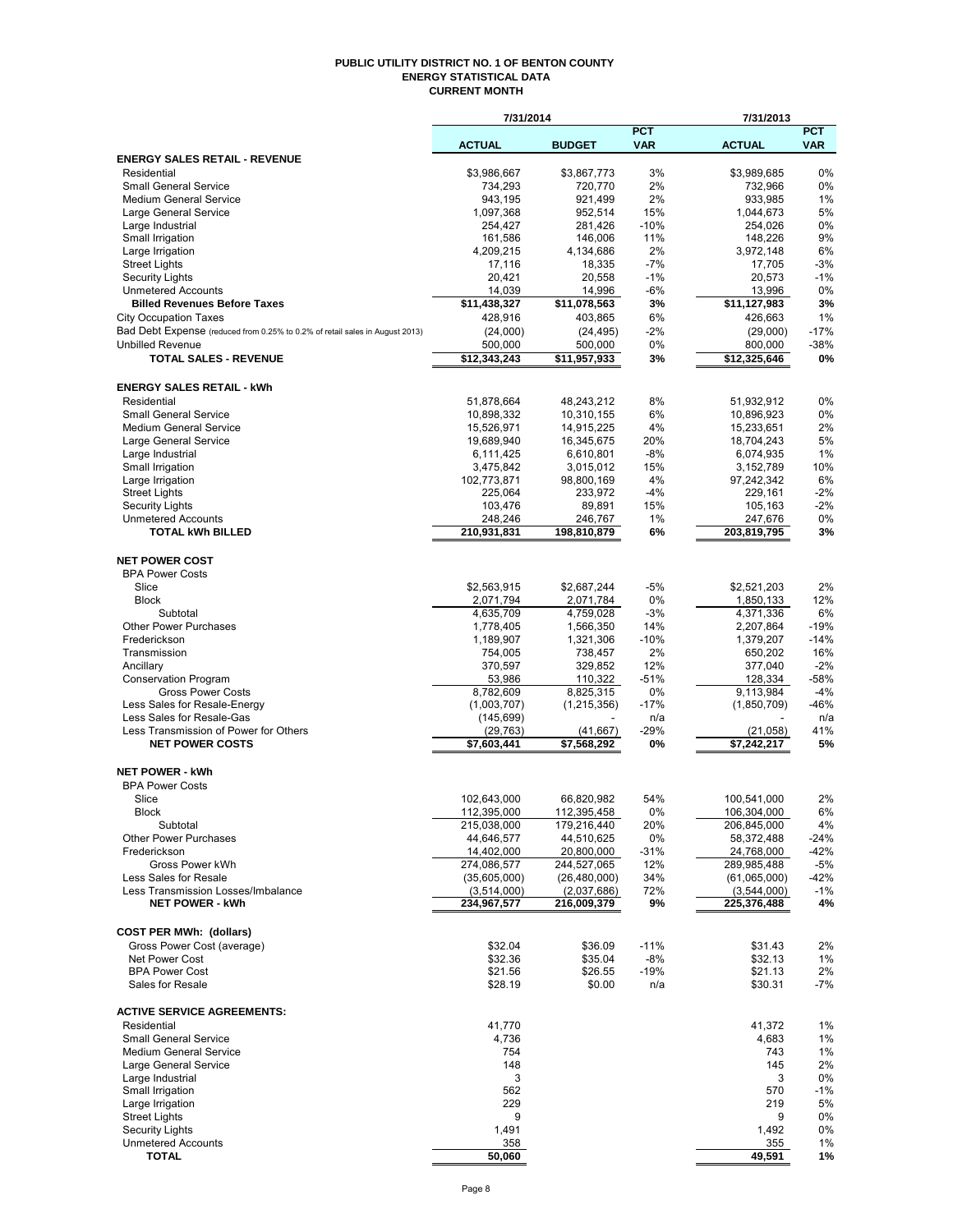# PUBLIC UTILITY DISTRICT NO. 1 OF BENTON COUNTY
## ENERGY STATISTICAL DATA
### CURRENT MONTH

| | 7/31/2014 | | | 7/31/2013 | |
|---|---|---|---|---|---|
| | **ACTUAL** | **BUDGET** | **PCT VAR** | **ACTUAL** | **PCT VAR** |
| **ENERGY SALES RETAIL - REVENUE** | | | | | |
| Residential | $3,986,667 | $3,867,773 | 3% | $3,989,685 | 0% |
| Small General Service | 734,293 | 720,770 | 2% | 732,966 | 0% |
| Medium General Service | 943,195 | 921,499 | 2% | 933,985 | 1% |
| Large General Service | 1,097,368 | 952,514 | 15% | 1,044,673 | 5% |
| Large Industrial | 254,427 | 281,426 | -10% | 254,026 | 0% |
| Small Irrigation | 161,586 | 146,006 | 11% | 148,226 | 9% |
| Large Irrigation | 4,209,215 | 4,134,686 | 2% | 3,972,148 | 6% |
| Street Lights | 17,116 | 18,335 | -7% | 17,705 | -3% |
| Security Lights | 20,421 | 20,558 | -1% | 20,573 | -1% |
| Unmetered Accounts | 14,039 | 14,996 | -6% | 13,996 | 0% |
| **Billed Revenues Before Taxes** | **$11,438,327** | **$11,078,563** | **3%** | **$11,127,983** | **3%** |
| City Occupation Taxes | 428,916 | 403,865 | 6% | 426,663 | 1% |
| Bad Debt Expense (reduced from 0.25% to 0.2% of retail sales in August 2013) | (24,000) | (24,495) | -2% | (29,000) | -17% |
| Unbilled Revenue | 500,000 | 500,000 | 0% | 800,000 | -38% |
| **TOTAL SALES - REVENUE** | **$12,343,243** | **$11,957,933** | **3%** | **$12,325,646** | **0%** |
| **ENERGY SALES RETAIL - kWh** | | | | | |
| Residential | 51,878,664 | 48,243,212 | 8% | 51,932,912 | 0% |
| Small General Service | 10,898,332 | 10,310,155 | 6% | 10,896,923 | 0% |
| Medium General Service | 15,526,971 | 14,915,225 | 4% | 15,233,651 | 2% |
| Large General Service | 19,689,940 | 16,345,675 | 20% | 18,704,243 | 5% |
| Large Industrial | 6,111,425 | 6,610,801 | -8% | 6,074,935 | 1% |
| Small Irrigation | 3,475,842 | 3,015,012 | 15% | 3,152,789 | 10% |
| Large Irrigation | 102,773,871 | 98,800,169 | 4% | 97,242,342 | 6% |
| Street Lights | 225,064 | 233,972 | -4% | 229,161 | -2% |
| Security Lights | 103,476 | 89,891 | 15% | 105,163 | -2% |
| Unmetered Accounts | 248,246 | 246,767 | 1% | 247,676 | 0% |
| **TOTAL kWh BILLED** | **210,931,831** | **198,810,879** | **6%** | **203,819,795** | **3%** |
| **NET POWER COST** | | | | | |
| BPA Power Costs | | | | | |
| Slice | $2,563,915 | $2,687,244 | -5% | $2,521,203 | 2% |
| Block | 2,071,794 | 2,071,784 | 0% | 1,850,133 | 12% |
| Subtotal | 4,635,709 | 4,759,028 | -3% | 4,371,336 | 6% |
| Other Power Purchases | 1,778,405 | 1,566,350 | 14% | 2,207,864 | -19% |
| Frederickson | 1,189,907 | 1,321,306 | -10% | 1,379,207 | -14% |
| Transmission | 754,005 | 738,457 | 2% | 650,202 | 16% |
| Ancillary | 370,597 | 329,852 | 12% | 377,040 | -2% |
| Conservation Program | 53,986 | 110,322 | -51% | 128,334 | -58% |
| Gross Power Costs | 8,782,609 | 8,825,315 | 0% | 9,113,984 | -4% |
| Less Sales for Resale-Energy | (1,003,707) | (1,215,356) | -17% | (1,850,709) | -46% |
| Less Sales for Resale-Gas | (145,699) | - | n/a | - | n/a |
| Less Transmission of Power for Others | (29,763) | (41,667) | -29% | (21,058) | 41% |
| **NET POWER COSTS** | **$7,603,441** | **$7,568,292** | **0%** | **$7,242,217** | **5%** |
| **NET POWER - kWh** | | | | | |
| BPA Power Costs | | | | | |
| Slice | 102,643,000 | 66,820,982 | 54% | 100,541,000 | 2% |
| Block | 112,395,000 | 112,395,458 | 0% | 106,304,000 | 6% |
| Subtotal | 215,038,000 | 179,216,440 | 20% | 206,845,000 | 4% |
| Other Power Purchases | 44,646,577 | 44,510,625 | 0% | 58,372,488 | -24% |
| Frederickson | 14,402,000 | 20,800,000 | -31% | 24,768,000 | -42% |
| Gross Power kWh | 274,086,577 | 244,527,065 | 12% | 289,985,488 | -5% |
| Less Sales for Resale | (35,605,000) | (26,480,000) | 34% | (61,065,000) | -42% |
| Less Transmission Losses/Imbalance | (3,514,000) | (2,037,686) | 72% | (3,544,000) | -1% |
| **NET POWER - kWh** | **234,967,577** | **216,009,379** | **9%** | **225,376,488** | **4%** |
| **COST PER MWh: (dollars)** | | | | | |
| Gross Power Cost (average) | $32.04 | $36.09 | -11% | $31.43 | 2% |
| Net Power Cost | $32.36 | $35.04 | -8% | $32.13 | 1% |
| BPA Power Cost | $21.56 | $26.55 | -19% | $21.13 | 2% |
| Sales for Resale | $28.19 | $0.00 | n/a | $30.31 | -7% |
| **ACTIVE SERVICE AGREEMENTS:** | | | | | |
| Residential | 41,770 | | | 41,372 | 1% |
| Small General Service | 4,736 | | | 4,683 | 1% |
| Medium General Service | 754 | | | 743 | 1% |
| Large General Service | 148 | | | 145 | 2% |
| Large Industrial | 3 | | | 3 | 0% |
| Small Irrigation | 562 | | | 570 | -1% |
| Large Irrigation | 229 | | | 219 | 5% |
| Street Lights | 9 | | | 9 | 0% |
| Security Lights | 1,491 | | | 1,492 | 0% |
| Unmetered Accounts | 358 | | | 355 | 1% |
| **TOTAL** | **50,060** | | | **49,591** | **1%** |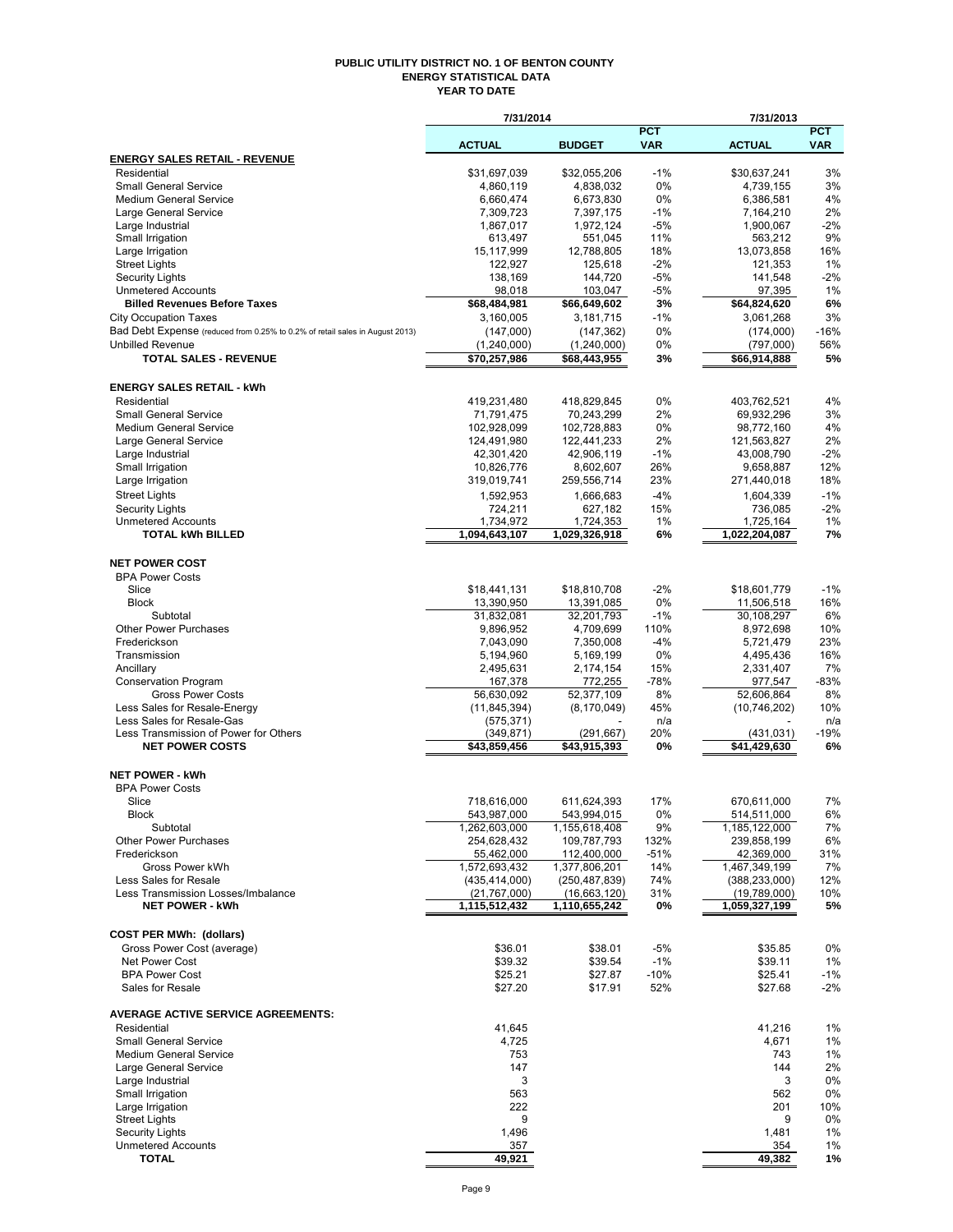# PUBLIC UTILITY DISTRICT NO. 1 OF BENTON COUNTY
## ENERGY STATISTICAL DATA
## YEAR TO DATE

| | 7/31/2014 | | | 7/31/2013 | |
|---|---|---|---|---|---|
| | ACTUAL | BUDGET | PCT VAR | ACTUAL | PCT VAR |
| **ENERGY SALES RETAIL - REVENUE** | | | | | |
| Residential | $31,697,039 | $32,055,206 | -1% | $30,637,241 | 3% |
| Small General Service | 4,860,119 | 4,838,032 | 0% | 4,739,155 | 3% |
| Medium General Service | 6,660,474 | 6,673,830 | 0% | 6,386,581 | 4% |
| Large General Service | 7,309,723 | 7,397,175 | -1% | 7,164,210 | 2% |
| Large Industrial | 1,867,017 | 1,972,124 | -5% | 1,900,067 | -2% |
| Small Irrigation | 613,497 | 551,045 | 11% | 563,212 | 9% |
| Large Irrigation | 15,117,999 | 12,788,805 | 18% | 13,073,858 | 16% |
| Street Lights | 122,927 | 125,618 | -2% | 121,353 | 1% |
| Security Lights | 138,169 | 144,720 | -5% | 141,548 | -2% |
| Unmetered Accounts | 98,018 | 103,047 | -5% | 97,395 | 1% |
| **Billed Revenues Before Taxes** | **$68,484,981** | **$66,649,602** | **3%** | **$64,824,620** | **6%** |
| City Occupation Taxes | 3,160,005 | 3,181,715 | -1% | 3,061,268 | 3% |
| Bad Debt Expense (reduced from 0.25% to 0.2% of retail sales in August 2013) | (147,000) | (147,362) | 0% | (174,000) | -16% |
| Unbilled Revenue | (1,240,000) | (1,240,000) | 0% | (797,000) | 56% |
| **TOTAL SALES - REVENUE** | **$70,257,986** | **$68,443,955** | **3%** | **$66,914,888** | **5%** |
| | | | | | |
| **ENERGY SALES RETAIL - kWh** | | | | | |
| Residential | 419,231,480 | 418,829,845 | 0% | 403,762,521 | 4% |
| Small General Service | 71,791,475 | 70,243,299 | 2% | 69,932,296 | 3% |
| Medium General Service | 102,928,099 | 102,728,883 | 0% | 98,772,160 | 4% |
| Large General Service | 124,491,980 | 122,441,233 | 2% | 121,563,827 | 2% |
| Large Industrial | 42,301,420 | 42,906,119 | -1% | 43,008,790 | -2% |
| Small Irrigation | 10,826,776 | 8,602,607 | 26% | 9,658,887 | 12% |
| Large Irrigation | 319,019,741 | 259,556,714 | 23% | 271,440,018 | 18% |
| Street Lights | 1,592,953 | 1,666,683 | -4% | 1,604,339 | -1% |
| Security Lights | 724,211 | 627,182 | 15% | 736,085 | -2% |
| Unmetered Accounts | 1,734,972 | 1,724,353 | 1% | 1,725,164 | 1% |
| **TOTAL kWh BILLED** | **1,094,643,107** | **1,029,326,918** | **6%** | **1,022,204,087** | **7%** |
| | | | | | |
| **NET POWER COST** | | | | | |
| BPA Power Costs | | | | | |
| Slice | $18,441,131 | $18,810,708 | -2% | $18,601,779 | -1% |
| Block | 13,390,950 | 13,391,085 | 0% | 11,506,518 | 16% |
| Subtotal | 31,832,081 | 32,201,793 | -1% | 30,108,297 | 6% |
| Other Power Purchases | 9,896,952 | 4,709,699 | 110% | 8,972,698 | 10% |
| Frederickson | 7,043,090 | 7,350,008 | -4% | 5,721,479 | 23% |
| Transmission | 5,194,960 | 5,169,199 | 0% | 4,495,436 | 16% |
| Ancillary | 2,495,631 | 2,174,154 | 15% | 2,331,407 | 7% |
| Conservation Program | 167,378 | 772,255 | -78% | 977,547 | -83% |
| Gross Power Costs | 56,630,092 | 52,377,109 | 8% | 52,606,864 | 8% |
| Less Sales for Resale-Energy | (11,845,394) | (8,170,049) | 45% | (10,746,202) | 10% |
| Less Sales for Resale-Gas | (575,371) | - | n/a | - | n/a |
| Less Transmission of Power for Others | (349,871) | (291,667) | 20% | (431,031) | -19% |
| **NET POWER COSTS** | **$43,859,456** | **$43,915,393** | **0%** | **$41,429,630** | **6%** |
| | | | | | |
| **NET POWER - kWh** | | | | | |
| BPA Power Costs | | | | | |
| Slice | 718,616,000 | 611,624,393 | 17% | 670,611,000 | 7% |
| Block | 543,987,000 | 543,994,015 | 0% | 514,511,000 | 6% |
| Subtotal | 1,262,603,000 | 1,155,618,408 | 9% | 1,185,122,000 | 7% |
| Other Power Purchases | 254,628,432 | 109,787,793 | 132% | 239,858,199 | 6% |
| Frederickson | 55,462,000 | 112,400,000 | -51% | 42,369,000 | 31% |
| Gross Power kWh | 1,572,693,432 | 1,377,806,201 | 14% | 1,467,349,199 | 7% |
| Less Sales for Resale | (435,414,000) | (250,487,839) | 74% | (388,233,000) | 12% |
| Less Transmission Losses/Imbalance | (21,767,000) | (16,663,120) | 31% | (19,789,000) | 10% |
| **NET POWER - kWh** | **1,115,512,432** | **1,110,655,242** | **0%** | **1,059,327,199** | **5%** |
| | | | | | |
| **COST PER MWh: (dollars)** | | | | | |
| Gross Power Cost (average) | $36.01 | $38.01 | -5% | $35.85 | 0% |
| Net Power Cost | $39.32 | $39.54 | -1% | $39.11 | 1% |
| BPA Power Cost | $25.21 | $27.87 | -10% | $25.41 | -1% |
| Sales for Resale | $27.20 | $17.91 | 52% | $27.68 | -2% |
| | | | | | |
| **AVERAGE ACTIVE SERVICE AGREEMENTS:** | | | | | |
| Residential | 41,645 | | | 41,216 | 1% |
| Small General Service | 4,725 | | | 4,671 | 1% |
| Medium General Service | 753 | | | 743 | 1% |
| Large General Service | 147 | | | 144 | 2% |
| Large Industrial | 3 | | | 3 | 0% |
| Small Irrigation | 563 | | | 562 | 0% |
| Large Irrigation | 222 | | | 201 | 10% |
| Street Lights | 9 | | | 9 | 0% |
| Security Lights | 1,496 | | | 1,481 | 1% |
| Unmetered Accounts | 357 | | | 354 | 1% |
| **TOTAL** | **49,921** | | | **49,382** | **1%** |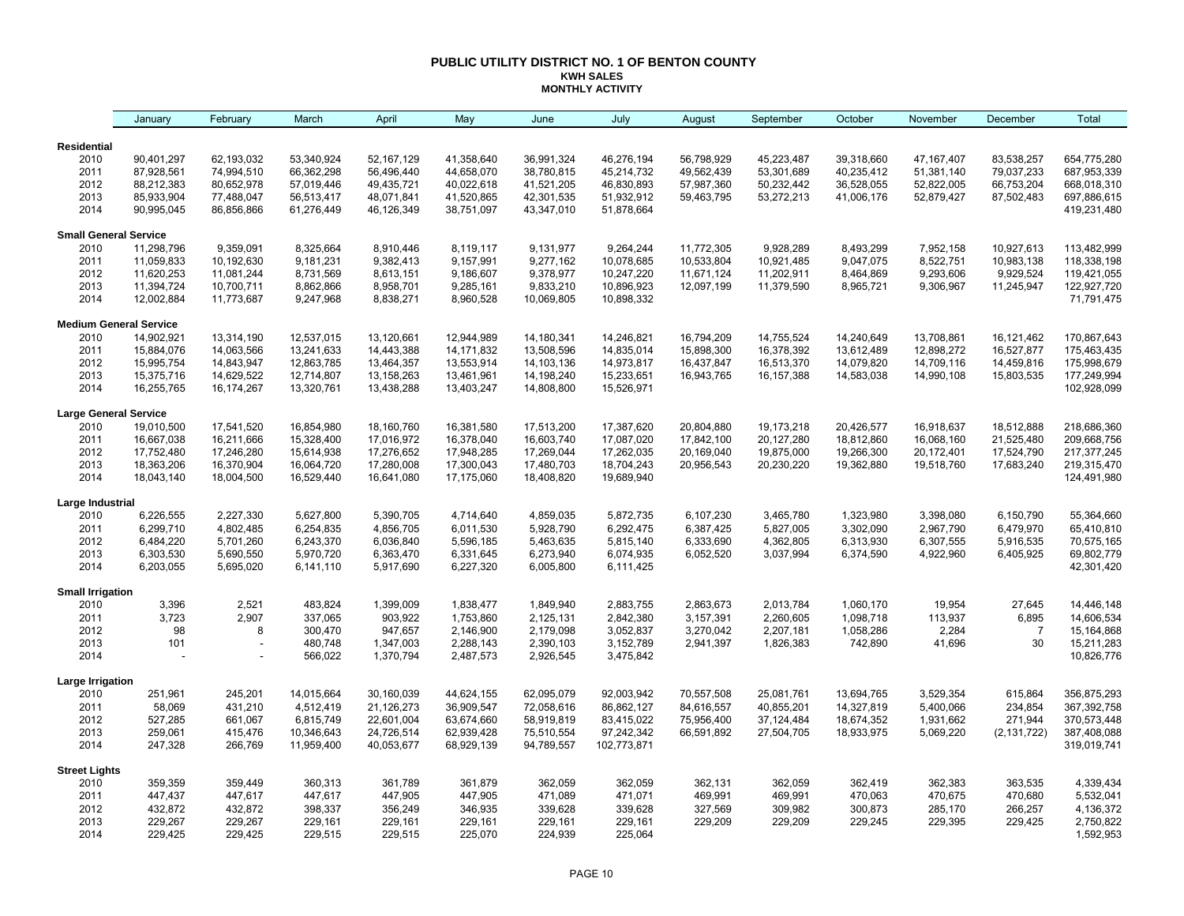# PUBLIC UTILITY DISTRICT NO. 1 OF BENTON COUNTY

## KWH SALES

### MONTHLY ACTIVITY

| | January | February | March | April | May | June | July | August | September | October | November | December | Total |
|---|---|---|---|---|---|---|---|---|---|---|---|---|---|
| **Residential** | | | | | | | | | | | | | |
| 2010 | 90,401,297 | 62,193,032 | 53,340,924 | 52,167,129 | 41,358,640 | 36,991,324 | 46,276,194 | 56,798,929 | 45,223,487 | 39,318,660 | 47,167,407 | 83,538,257 | 654,775,280 |
| 2011 | 87,928,561 | 74,994,510 | 66,362,298 | 56,496,440 | 44,658,070 | 38,780,815 | 45,214,732 | 49,562,439 | 53,301,689 | 40,235,412 | 51,381,140 | 79,037,233 | 687,953,339 |
| 2012 | 88,212,383 | 80,652,978 | 57,019,446 | 49,435,721 | 40,022,618 | 41,521,205 | 46,830,893 | 57,987,360 | 50,232,442 | 36,528,055 | 52,822,005 | 66,753,204 | 668,018,310 |
| 2013 | 85,933,904 | 77,488,047 | 56,513,417 | 48,071,841 | 41,520,865 | 42,301,535 | 51,932,912 | 59,463,795 | 53,272,213 | 41,006,176 | 52,879,427 | 87,502,483 | 697,886,615 |
| 2014 | 90,995,045 | 86,856,866 | 61,276,449 | 46,126,349 | 38,751,097 | 43,347,010 | 51,878,664 | | | | | | 419,231,480 |
| **Small General Service** | | | | | | | | | | | | | |
| 2010 | 11,298,796 | 9,359,091 | 8,325,664 | 8,910,446 | 8,119,117 | 9,131,977 | 9,264,244 | 11,772,305 | 9,928,289 | 8,493,299 | 7,952,158 | 10,927,613 | 113,482,999 |
| 2011 | 11,059,833 | 10,192,630 | 9,181,231 | 9,382,413 | 9,157,991 | 9,277,162 | 10,078,685 | 10,533,804 | 10,921,485 | 9,047,075 | 8,522,751 | 10,983,138 | 118,338,198 |
| 2012 | 11,620,253 | 11,081,244 | 8,731,569 | 8,613,151 | 9,186,607 | 9,378,977 | 10,247,220 | 11,671,124 | 11,202,911 | 8,464,869 | 9,293,606 | 9,929,524 | 119,421,055 |
| 2013 | 11,394,724 | 10,700,711 | 8,862,866 | 8,958,701 | 9,285,161 | 9,833,210 | 10,896,923 | 12,097,199 | 11,379,590 | 8,965,721 | 9,306,967 | 11,245,947 | 122,927,720 |
| 2014 | 12,002,884 | 11,773,687 | 9,247,968 | 8,838,271 | 8,960,528 | 10,069,805 | 10,898,332 | | | | | | 71,791,475 |
| **Medium General Service** | | | | | | | | | | | | | |
| 2010 | 14,902,921 | 13,314,190 | 12,537,015 | 13,120,661 | 12,944,989 | 14,180,341 | 14,246,821 | 16,794,209 | 14,755,524 | 14,240,649 | 13,708,861 | 16,121,462 | 170,867,643 |
| 2011 | 15,884,076 | 14,063,566 | 13,241,633 | 14,443,388 | 14,171,832 | 13,508,596 | 14,835,014 | 15,898,300 | 16,378,392 | 13,612,489 | 12,898,272 | 16,527,877 | 175,463,435 |
| 2012 | 15,995,754 | 14,843,947 | 12,863,785 | 13,464,357 | 13,553,914 | 14,103,136 | 14,973,817 | 16,437,847 | 16,513,370 | 14,079,820 | 14,709,116 | 14,459,816 | 175,998,679 |
| 2013 | 15,375,716 | 14,629,522 | 12,714,807 | 13,158,263 | 13,461,961 | 14,198,240 | 15,233,651 | 16,943,765 | 16,157,388 | 14,583,038 | 14,990,108 | 15,803,535 | 177,249,994 |
| 2014 | 16,255,765 | 16,174,267 | 13,320,761 | 13,438,288 | 13,403,247 | 14,808,800 | 15,526,971 | | | | | | 102,928,099 |
| **Large General Service** | | | | | | | | | | | | | |
| 2010 | 19,010,500 | 17,541,520 | 16,854,980 | 18,160,760 | 16,381,580 | 17,513,200 | 17,387,620 | 20,804,880 | 19,173,218 | 20,426,577 | 16,918,637 | 18,512,888 | 218,686,360 |
| 2011 | 16,667,038 | 16,211,666 | 15,328,400 | 17,016,972 | 16,378,040 | 16,603,740 | 17,087,020 | 17,842,100 | 20,127,280 | 18,812,860 | 16,068,160 | 21,525,480 | 209,668,756 |
| 2012 | 17,752,480 | 17,246,280 | 15,614,938 | 17,276,652 | 17,948,285 | 17,269,044 | 17,262,035 | 20,169,040 | 19,875,000 | 19,266,300 | 20,172,401 | 17,524,790 | 217,377,245 |
| 2013 | 18,363,206 | 16,370,904 | 16,064,720 | 17,280,008 | 17,300,043 | 17,480,703 | 18,704,243 | 20,956,543 | 20,230,220 | 19,362,880 | 19,518,760 | 17,683,240 | 219,315,470 |
| 2014 | 18,043,140 | 18,004,500 | 16,529,440 | 16,641,080 | 17,175,060 | 18,408,820 | 19,689,940 | | | | | | 124,491,980 |
| **Large Industrial** | | | | | | | | | | | | | |
| 2010 | 6,226,555 | 2,227,330 | 5,627,800 | 5,390,705 | 4,714,640 | 4,859,035 | 5,872,735 | 6,107,230 | 3,465,780 | 1,323,980 | 3,398,080 | 6,150,790 | 55,364,660 |
| 2011 | 6,299,710 | 4,802,485 | 6,254,835 | 4,856,705 | 6,011,530 | 5,928,790 | 6,292,475 | 6,387,425 | 5,827,005 | 3,302,090 | 2,967,790 | 6,479,970 | 65,410,810 |
| 2012 | 6,484,220 | 5,701,260 | 6,243,370 | 6,036,840 | 5,596,185 | 5,463,635 | 5,815,140 | 6,333,690 | 4,362,805 | 6,313,930 | 6,307,555 | 5,916,535 | 70,575,165 |
| 2013 | 6,303,530 | 5,690,550 | 5,970,720 | 6,363,470 | 6,331,645 | 6,273,940 | 6,074,935 | 6,052,520 | 3,037,994 | 6,374,590 | 4,922,960 | 6,405,925 | 69,802,779 |
| 2014 | 6,203,055 | 5,695,020 | 6,141,110 | 5,917,690 | 6,227,320 | 6,005,800 | 6,111,425 | | | | | | 42,301,420 |
| **Small Irrigation** | | | | | | | | | | | | | |
| 2010 | 3,396 | 2,521 | 483,824 | 1,399,009 | 1,838,477 | 1,849,940 | 2,883,755 | 2,863,673 | 2,013,784 | 1,060,170 | 19,954 | 27,645 | 14,446,148 |
| 2011 | 3,723 | 2,907 | 337,065 | 903,922 | 1,753,860 | 2,125,131 | 2,842,380 | 3,157,391 | 2,260,605 | 1,098,718 | 113,937 | 6,895 | 14,606,534 |
| 2012 | 98 | 8 | 300,470 | 947,657 | 2,146,900 | 2,179,098 | 3,052,837 | 3,270,042 | 2,207,181 | 1,058,286 | 2,284 | 7 | 15,164,868 |
| 2013 | 101 | - | 480,748 | 1,347,003 | 2,288,143 | 2,390,103 | 3,152,789 | 2,941,397 | 1,826,383 | 742,890 | 41,696 | 30 | 15,211,283 |
| 2014 | - | - | 566,022 | 1,370,794 | 2,487,573 | 2,926,545 | 3,475,842 | | | | | | 10,826,776 |
| **Large Irrigation** | | | | | | | | | | | | | |
| 2010 | 251,961 | 245,201 | 14,015,664 | 30,160,039 | 44,624,155 | 62,095,079 | 92,003,942 | 70,557,508 | 25,081,761 | 13,694,765 | 3,529,354 | 615,864 | 356,875,293 |
| 2011 | 58,069 | 431,210 | 4,512,419 | 21,126,273 | 36,909,547 | 72,058,616 | 86,862,127 | 84,616,557 | 40,855,201 | 14,327,819 | 5,400,066 | 234,854 | 367,392,758 |
| 2012 | 527,285 | 661,067 | 6,815,749 | 22,601,004 | 63,674,660 | 58,919,819 | 83,415,022 | 75,956,400 | 37,124,484 | 18,674,352 | 1,931,662 | 271,944 | 370,573,448 |
| 2013 | 259,061 | 415,476 | 10,346,643 | 24,726,514 | 62,939,428 | 75,510,554 | 97,242,342 | 66,591,892 | 27,504,705 | 18,933,975 | 5,069,220 | (2,131,722) | 387,408,088 |
| 2014 | 247,328 | 266,769 | 11,959,400 | 40,053,677 | 68,929,139 | 94,789,557 | 102,773,871 | | | | | | 319,019,741 |
| **Street Lights** | | | | | | | | | | | | | |
| 2010 | 359,359 | 359,449 | 360,313 | 361,789 | 361,879 | 362,059 | 362,059 | 362,131 | 362,059 | 362,419 | 362,383 | 363,535 | 4,339,434 |
| 2011 | 447,437 | 447,617 | 447,617 | 447,905 | 447,905 | 471,089 | 471,071 | 469,991 | 469,991 | 470,063 | 470,675 | 470,680 | 5,532,041 |
| 2012 | 432,872 | 432,872 | 398,337 | 356,249 | 346,935 | 339,628 | 339,628 | 327,569 | 309,982 | 300,873 | 285,170 | 266,257 | 4,136,372 |
| 2013 | 229,267 | 229,267 | 229,161 | 229,161 | 229,161 | 229,161 | 229,161 | 229,209 | 229,209 | 229,245 | 229,395 | 229,425 | 2,750,822 |
| 2014 | 229,425 | 229,425 | 229,515 | 229,515 | 225,070 | 224,939 | 225,064 | | | | | | 1,592,953 |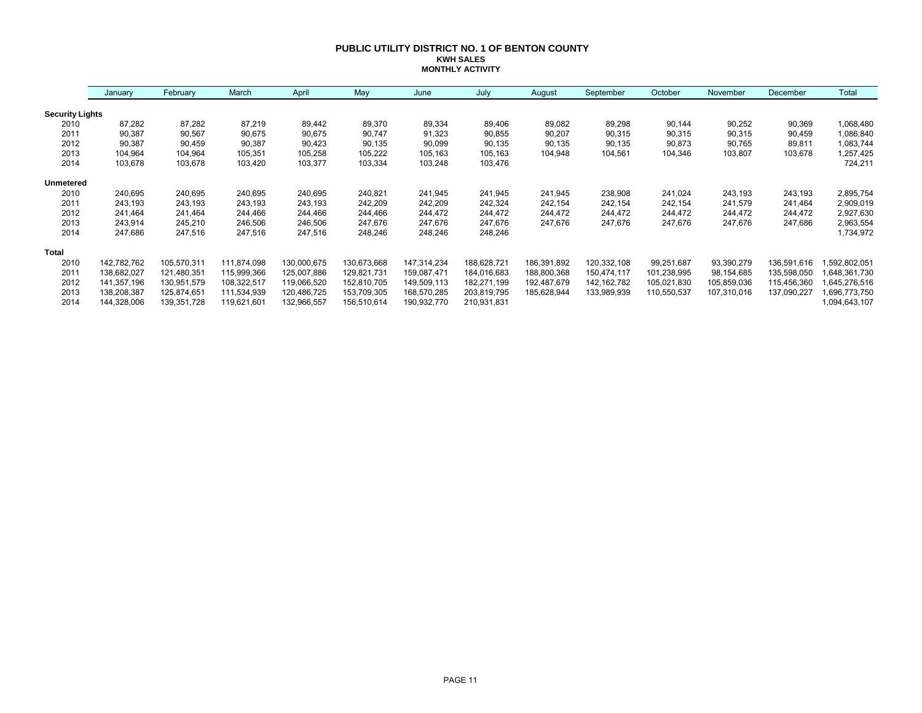# PUBLIC UTILITY DISTRICT NO. 1 OF BENTON COUNTY

## KWH SALES

### MONTHLY ACTIVITY

| | January | February | March | April | May | June | July | August | September | October | November | December | Total |
|---|---|---|---|---|---|---|---|---|---|---|---|---|---|
| **Security Lights** | | | | | | | | | | | | | |
| 2010 | 87,282 | 87,282 | 87,219 | 89,442 | 89,370 | 89,334 | 89,406 | 89,082 | 89,298 | 90,144 | 90,252 | 90,369 | 1,068,480 |
| 2011 | 90,387 | 90,567 | 90,675 | 90,675 | 90,747 | 91,323 | 90,855 | 90,207 | 90,315 | 90,315 | 90,315 | 90,459 | 1,086,840 |
| 2012 | 90,387 | 90,459 | 90,387 | 90,423 | 90,135 | 90,099 | 90,135 | 90,135 | 90,135 | 90,873 | 90,765 | 89,811 | 1,083,744 |
| 2013 | 104,964 | 104,964 | 105,351 | 105,258 | 105,222 | 105,163 | 105,163 | 104,948 | 104,561 | 104,346 | 103,807 | 103,678 | 1,257,425 |
| 2014 | 103,678 | 103,678 | 103,420 | 103,377 | 103,334 | 103,248 | 103,476 | | | | | | 724,211 |
| **Unmetered** | | | | | | | | | | | | | |
| 2010 | 240,695 | 240,695 | 240,695 | 240,695 | 240,821 | 241,945 | 241,945 | 241,945 | 238,908 | 241,024 | 243,193 | 243,193 | 2,895,754 |
| 2011 | 243,193 | 243,193 | 243,193 | 243,193 | 242,209 | 242,209 | 242,324 | 242,154 | 242,154 | 242,154 | 241,579 | 241,464 | 2,909,019 |
| 2012 | 241,464 | 241,464 | 244,466 | 244,466 | 244,466 | 244,472 | 244,472 | 244,472 | 244,472 | 244,472 | 244,472 | 244,472 | 2,927,630 |
| 2013 | 243,914 | 245,210 | 246,506 | 246,506 | 247,676 | 247,676 | 247,676 | 247,676 | 247,676 | 247,676 | 247,676 | 247,686 | 2,963,554 |
| 2014 | 247,686 | 247,516 | 247,516 | 247,516 | 248,246 | 248,246 | 248,246 | | | | | | 1,734,972 |
| **Total** | | | | | | | | | | | | | |
| 2010 | 142,782,762 | 105,570,311 | 111,874,098 | 130,000,675 | 130,673,668 | 147,314,234 | 188,628,721 | 186,391,892 | 120,332,108 | 99,251,687 | 93,390,279 | 136,591,616 | 1,592,802,051 |
| 2011 | 138,682,027 | 121,480,351 | 115,999,366 | 125,007,886 | 129,821,731 | 159,087,471 | 184,016,683 | 188,800,368 | 150,474,117 | 101,238,995 | 98,154,685 | 135,598,050 | 1,648,361,730 |
| 2012 | 141,357,196 | 130,951,579 | 108,322,517 | 119,066,520 | 152,810,705 | 149,509,113 | 182,271,199 | 192,487,679 | 142,162,782 | 105,021,830 | 105,859,036 | 115,456,360 | 1,645,276,516 |
| 2013 | 138,208,387 | 125,874,651 | 111,534,939 | 120,486,725 | 153,709,305 | 168,570,285 | 203,819,795 | 185,628,944 | 133,989,939 | 110,550,537 | 107,310,016 | 137,090,227 | 1,696,773,750 |
| 2014 | 144,328,006 | 139,351,728 | 119,621,601 | 132,966,557 | 156,510,614 | 190,932,770 | 210,931,831 | | | | | | 1,094,643,107 |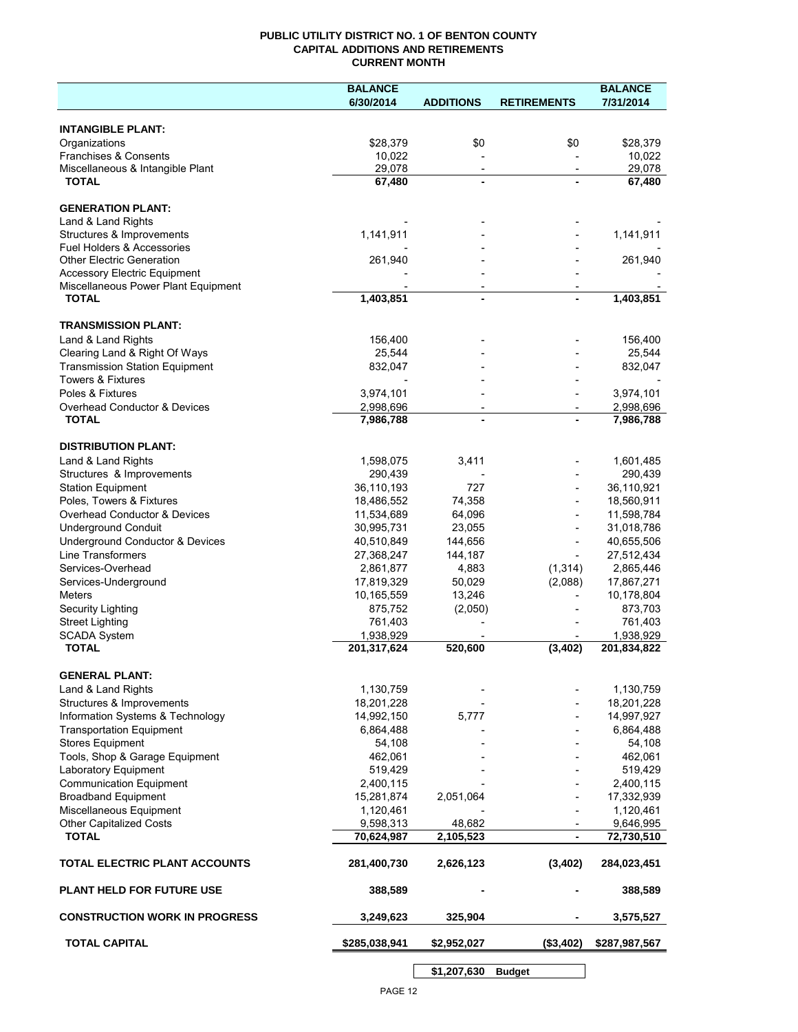**PUBLIC UTILITY DISTRICT NO. 1 OF BENTON COUNTY**
**CAPITAL ADDITIONS AND RETIREMENTS**
**CURRENT MONTH**

| | BALANCE 6/30/2014 | ADDITIONS | RETIREMENTS | BALANCE 7/31/2014 |
|---|---|---|---|---|
| **INTANGIBLE PLANT:** | | | | |
| Organizations | $28,379 | $0 | $0 | $28,379 |
| Franchises & Consents | 10,022 | - | - | 10,022 |
| Miscellaneous & Intangible Plant | 29,078 | - | - | 29,078 |
| **TOTAL** | **67,480** | **-** | **-** | **67,480** |
| **GENERATION PLANT:** | | | | |
| Land & Land Rights | - | - | - | - |
| Structures & Improvements | 1,141,911 | - | - | 1,141,911 |
| Fuel Holders & Accessories | - | - | - | - |
| Other Electric Generation | 261,940 | - | - | 261,940 |
| Accessory Electric Equipment | - | - | - | - |
| Miscellaneous Power Plant Equipment | - | - | - | - |
| **TOTAL** | **1,403,851** | **-** | **-** | **1,403,851** |
| **TRANSMISSION PLANT:** | | | | |
| Land & Land Rights | 156,400 | - | - | 156,400 |
| Clearing Land & Right Of Ways | 25,544 | - | - | 25,544 |
| Transmission Station Equipment | 832,047 | - | - | 832,047 |
| Towers & Fixtures | - | - | - | - |
| Poles & Fixtures | 3,974,101 | - | - | 3,974,101 |
| Overhead Conductor & Devices | 2,998,696 | - | - | 2,998,696 |
| **TOTAL** | **7,986,788** | **-** | **-** | **7,986,788** |
| **DISTRIBUTION PLANT:** | | | | |
| Land & Land Rights | 1,598,075 | 3,411 | - | 1,601,485 |
| Structures & Improvements | 290,439 | - | - | 290,439 |
| Station Equipment | 36,110,193 | 727 | - | 36,110,921 |
| Poles, Towers & Fixtures | 18,486,552 | 74,358 | - | 18,560,911 |
| Overhead Conductor & Devices | 11,534,689 | 64,096 | - | 11,598,784 |
| Underground Conduit | 30,995,731 | 23,055 | - | 31,018,786 |
| Underground Conductor & Devices | 40,510,849 | 144,656 | - | 40,655,506 |
| Line Transformers | 27,368,247 | 144,187 | - | 27,512,434 |
| Services-Overhead | 2,861,877 | 4,883 | (1,314) | 2,865,446 |
| Services-Underground | 17,819,329 | 50,029 | (2,088) | 17,867,271 |
| Meters | 10,165,559 | 13,246 | - | 10,178,804 |
| Security Lighting | 875,752 | (2,050) | - | 873,703 |
| Street Lighting | 761,403 | - | - | 761,403 |
| SCADA System | 1,938,929 | - | - | 1,938,929 |
| **TOTAL** | **201,317,624** | **520,600** | **(3,402)** | **201,834,822** |
| **GENERAL PLANT:** | | | | |
| Land & Land Rights | 1,130,759 | - | - | 1,130,759 |
| Structures & Improvements | 18,201,228 | - | - | 18,201,228 |
| Information Systems & Technology | 14,992,150 | 5,777 | - | 14,997,927 |
| Transportation Equipment | 6,864,488 | - | - | 6,864,488 |
| Stores Equipment | 54,108 | - | - | 54,108 |
| Tools, Shop & Garage Equipment | 462,061 | - | - | 462,061 |
| Laboratory Equipment | 519,429 | - | - | 519,429 |
| Communication Equipment | 2,400,115 | - | - | 2,400,115 |
| Broadband Equipment | 15,281,874 | 2,051,064 | - | 17,332,939 |
| Miscellaneous Equipment | 1,120,461 | - | - | 1,120,461 |
| Other Capitalized Costs | 9,598,313 | 48,682 | - | 9,646,995 |
| **TOTAL** | **70,624,987** | **2,105,523** | **-** | **72,730,510** |
| **TOTAL ELECTRIC PLANT ACCOUNTS** | **281,400,730** | **2,626,123** | **(3,402)** | **284,023,451** |
| **PLANT HELD FOR FUTURE USE** | **388,589** | **-** | **-** | **388,589** |
| **CONSTRUCTION WORK IN PROGRESS** | **3,249,623** | **325,904** | **-** | **3,575,527** |
| **TOTAL CAPITAL** | **$285,038,941** | **$2,952,027** | **($3,402)** | **$287,987,567** |
| | | **$1,207,630** | **Budget** | |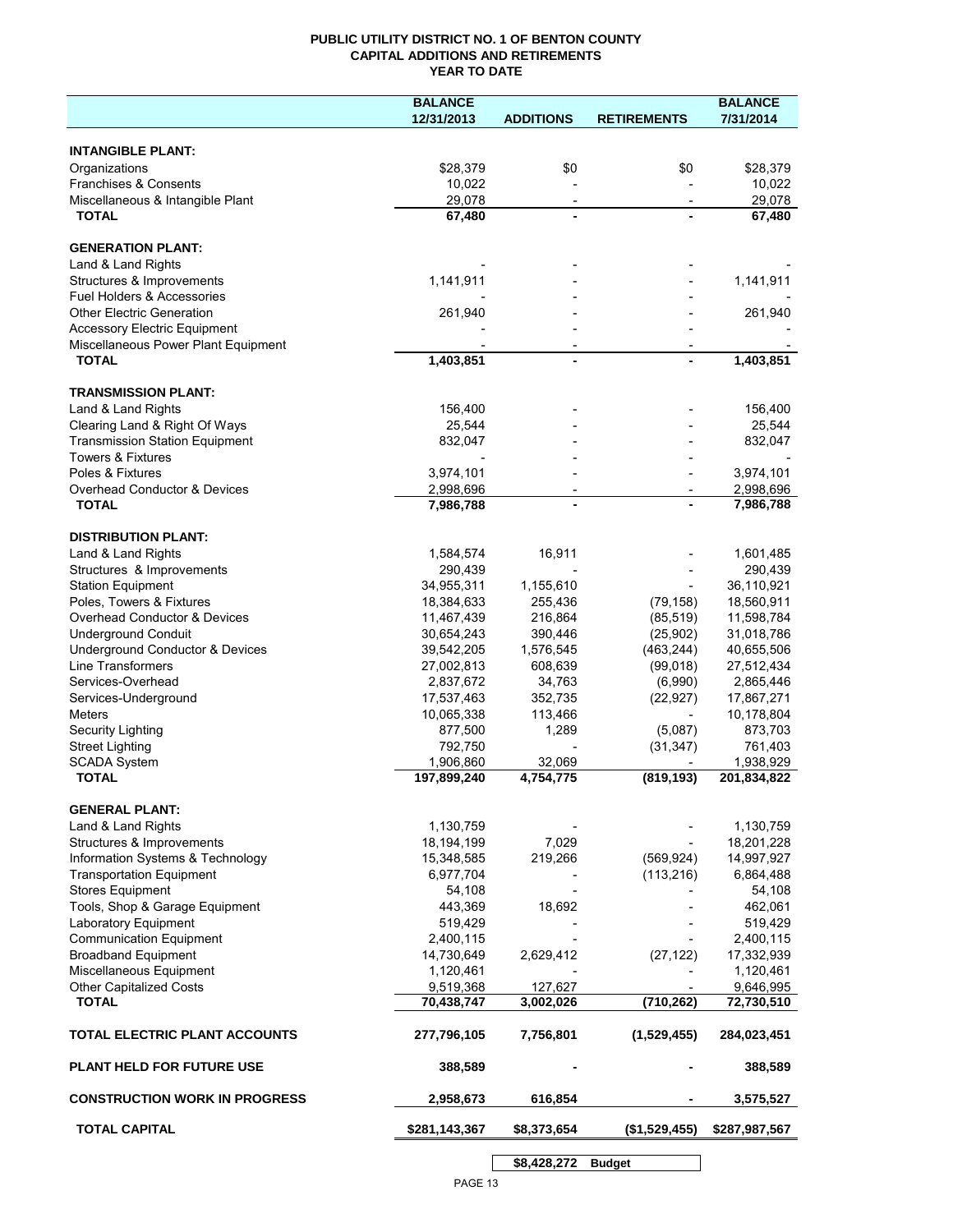# PUBLIC UTILITY DISTRICT NO. 1 OF BENTON COUNTY
## CAPITAL ADDITIONS AND RETIREMENTS
## YEAR TO DATE

| | BALANCE 12/31/2013 | ADDITIONS | RETIREMENTS | BALANCE 7/31/2014 |
|---|---|---|---|---|
| **INTANGIBLE PLANT:** | | | | |
| Organizations | $28,379 | $0 | $0 | $28,379 |
| Franchises & Consents | 10,022 | - | - | 10,022 |
| Miscellaneous & Intangible Plant | 29,078 | - | - | 29,078 |
| **TOTAL** | **67,480** | **-** | **-** | **67,480** |
| **GENERATION PLANT:** | | | | |
| Land & Land Rights | - | - | - | - |
| Structures & Improvements | 1,141,911 | - | - | 1,141,911 |
| Fuel Holders & Accessories | - | - | - | - |
| Other Electric Generation | 261,940 | - | - | 261,940 |
| Accessory Electric Equipment | - | - | - | - |
| Miscellaneous Power Plant Equipment | - | - | - | - |
| **TOTAL** | **1,403,851** | **-** | **-** | **1,403,851** |
| **TRANSMISSION PLANT:** | | | | |
| Land & Land Rights | 156,400 | - | - | 156,400 |
| Clearing Land & Right Of Ways | 25,544 | - | - | 25,544 |
| Transmission Station Equipment | 832,047 | - | - | 832,047 |
| Towers & Fixtures | - | - | - | - |
| Poles & Fixtures | 3,974,101 | - | - | 3,974,101 |
| Overhead Conductor & Devices | 2,998,696 | - | - | 2,998,696 |
| **TOTAL** | **7,986,788** | **-** | **-** | **7,986,788** |
| **DISTRIBUTION PLANT:** | | | | |
| Land & Land Rights | 1,584,574 | 16,911 | - | 1,601,485 |
| Structures & Improvements | 290,439 | - | - | 290,439 |
| Station Equipment | 34,955,311 | 1,155,610 | - | 36,110,921 |
| Poles, Towers & Fixtures | 18,384,633 | 255,436 | (79,158) | 18,560,911 |
| Overhead Conductor & Devices | 11,467,439 | 216,864 | (85,519) | 11,598,784 |
| Underground Conduit | 30,654,243 | 390,446 | (25,902) | 31,018,786 |
| Underground Conductor & Devices | 39,542,205 | 1,576,545 | (463,244) | 40,655,506 |
| Line Transformers | 27,002,813 | 608,639 | (99,018) | 27,512,434 |
| Services-Overhead | 2,837,672 | 34,763 | (6,990) | 2,865,446 |
| Services-Underground | 17,537,463 | 352,735 | (22,927) | 17,867,271 |
| Meters | 10,065,338 | 113,466 | - | 10,178,804 |
| Security Lighting | 877,500 | 1,289 | (5,087) | 873,703 |
| Street Lighting | 792,750 | - | (31,347) | 761,403 |
| SCADA System | 1,906,860 | 32,069 | - | 1,938,929 |
| **TOTAL** | **197,899,240** | **4,754,775** | **(819,193)** | **201,834,822** |
| **GENERAL PLANT:** | | | | |
| Land & Land Rights | 1,130,759 | - | - | 1,130,759 |
| Structures & Improvements | 18,194,199 | 7,029 | - | 18,201,228 |
| Information Systems & Technology | 15,348,585 | 219,266 | (569,924) | 14,997,927 |
| Transportation Equipment | 6,977,704 | - | (113,216) | 6,864,488 |
| Stores Equipment | 54,108 | - | - | 54,108 |
| Tools, Shop & Garage Equipment | 443,369 | 18,692 | - | 462,061 |
| Laboratory Equipment | 519,429 | - | - | 519,429 |
| Communication Equipment | 2,400,115 | - | - | 2,400,115 |
| Broadband Equipment | 14,730,649 | 2,629,412 | (27,122) | 17,332,939 |
| Miscellaneous Equipment | 1,120,461 | - | - | 1,120,461 |
| Other Capitalized Costs | 9,519,368 | 127,627 | - | 9,646,995 |
| **TOTAL** | **70,438,747** | **3,002,026** | **(710,262)** | **72,730,510** |
| **TOTAL ELECTRIC PLANT ACCOUNTS** | **277,796,105** | **7,756,801** | **(1,529,455)** | **284,023,451** |
| **PLANT HELD FOR FUTURE USE** | **388,589** | **-** | **-** | **388,589** |
| **CONSTRUCTION WORK IN PROGRESS** | **2,958,673** | **616,854** | **-** | **3,575,527** |
| **TOTAL CAPITAL** | **$281,143,367** | **$8,373,654** | **($1,529,455)** | **$287,987,567** |
| | | **$8,428,272** | **Budget** | |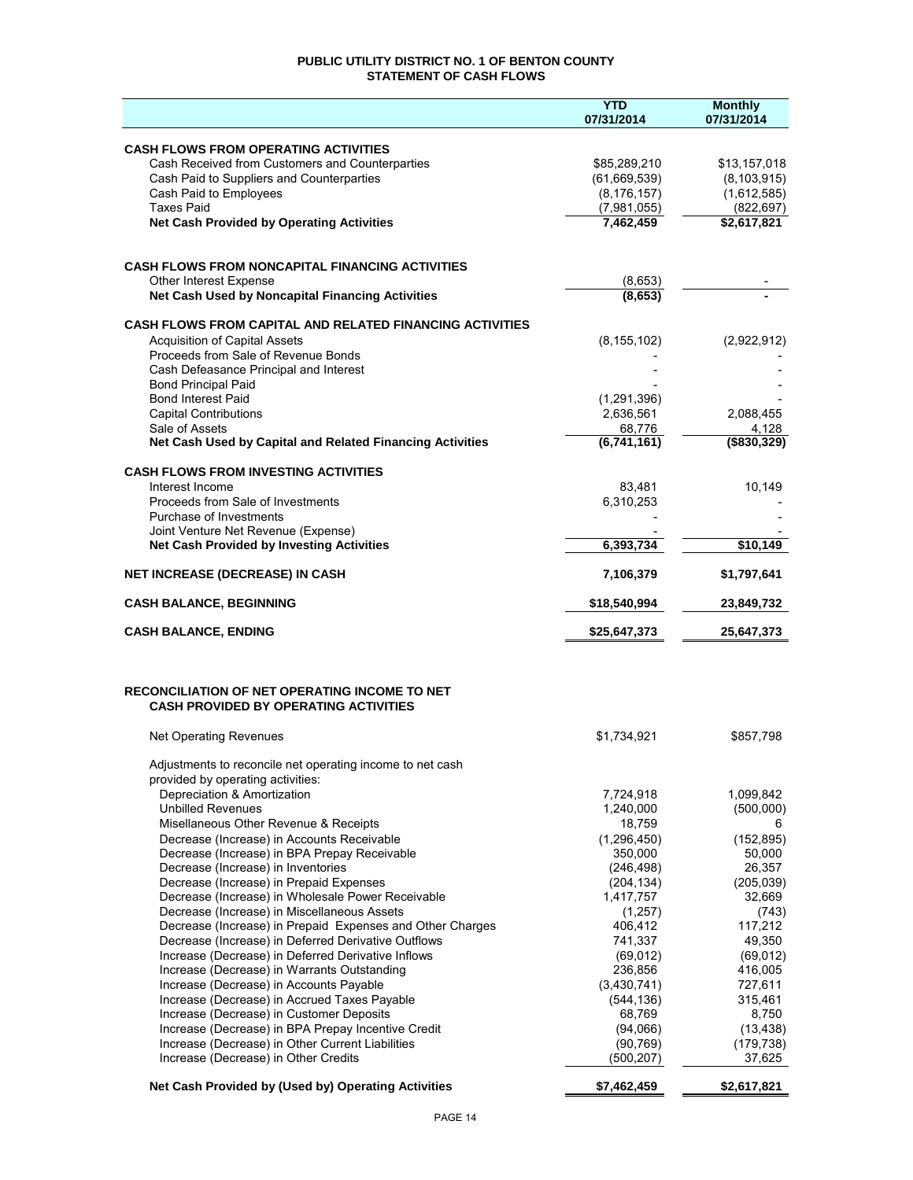# PUBLIC UTILITY DISTRICT NO. 1 OF BENTON COUNTY
## STATEMENT OF CASH FLOWS

| | YTD 07/31/2014 | Monthly 07/31/2014 |
|---|---|---|
| **CASH FLOWS FROM OPERATING ACTIVITIES** | | |
| Cash Received from Customers and Counterparties | $85,289,210 | $13,157,018 |
| Cash Paid to Suppliers and Counterparties | (61,669,539) | (8,103,915) |
| Cash Paid to Employees | (8,176,157) | (1,612,585) |
| Taxes Paid | (7,981,055) | (822,697) |
| **Net Cash Provided by Operating Activities** | **7,462,459** | **$2,617,821** |
| | | |
| **CASH FLOWS FROM NONCAPITAL FINANCING ACTIVITIES** | | |
| Other Interest Expense | (8,653) | - |
| **Net Cash Used by Noncapital Financing Activities** | **(8,653)** | **-** |
| | | |
| **CASH FLOWS FROM CAPITAL AND RELATED FINANCING ACTIVITIES** | | |
| Acquisition of Capital Assets | (8,155,102) | (2,922,912) |
| Proceeds from Sale of Revenue Bonds | - | - |
| Cash Defeasance Principal and Interest | - | - |
| Bond Principal Paid | - | - |
| Bond Interest Paid | (1,291,396) | - |
| Capital Contributions | 2,636,561 | 2,088,455 |
| Sale of Assets | 68,776 | 4,128 |
| **Net Cash Used by Capital and Related Financing Activities** | **(6,741,161)** | **($830,329)** |
| | | |
| **CASH FLOWS FROM INVESTING ACTIVITIES** | | |
| Interest Income | 83,481 | 10,149 |
| Proceeds from Sale of Investments | 6,310,253 | - |
| Purchase of Investments | - | - |
| Joint Venture Net Revenue (Expense) | - | - |
| **Net Cash Provided by Investing Activities** | **6,393,734** | **$10,149** |
| | | |
| **NET INCREASE (DECREASE) IN CASH** | **7,106,379** | **$1,797,641** |
| | | |
| **CASH BALANCE, BEGINNING** | **$18,540,994** | **23,849,732** |
| | | |
| **CASH BALANCE, ENDING** | **$25,647,373** | **25,647,373** |

## RECONCILIATION OF NET OPERATING INCOME TO NET CASH PROVIDED BY OPERATING ACTIVITIES

| | YTD 07/31/2014 | Monthly 07/31/2014 |
|---|---|---|
| Net Operating Revenues | $1,734,921 | $857,798 |
| Adjustments to reconcile net operating income to net cash provided by operating activities: | | |
| Depreciation & Amortization | 7,724,918 | 1,099,842 |
| Unbilled Revenues | 1,240,000 | (500,000) |
| Misellaneous Other Revenue & Receipts | 18,759 | 6 |
| Decrease (Increase) in Accounts Receivable | (1,296,450) | (152,895) |
| Decrease (Increase) in BPA Prepay Receivable | 350,000 | 50,000 |
| Decrease (Increase) in Inventories | (246,498) | 26,357 |
| Decrease (Increase) in Prepaid Expenses | (204,134) | (205,039) |
| Decrease (Increase) in Wholesale Power Receivable | 1,417,757 | 32,669 |
| Decrease (Increase) in Miscellaneous Assets | (1,257) | (743) |
| Decrease (Increase) in Prepaid Expenses and Other Charges | 406,412 | 117,212 |
| Decrease (Increase) in Deferred Derivative Outflows | 741,337 | 49,350 |
| Increase (Decrease) in Deferred Derivative Inflows | (69,012) | (69,012) |
| Increase (Decrease) in Warrants Outstanding | 236,856 | 416,005 |
| Increase (Decrease) in Accounts Payable | (3,430,741) | 727,611 |
| Increase (Decrease) in Accrued Taxes Payable | (544,136) | 315,461 |
| Increase (Decrease) in Customer Deposits | 68,769 | 8,750 |
| Increase (Decrease) in BPA Prepay Incentive Credit | (94,066) | (13,438) |
| Increase (Decrease) in Other Current Liabilities | (90,769) | (179,738) |
| Increase (Decrease) in Other Credits | (500,207) | 37,625 |
| **Net Cash Provided by (Used by) Operating Activities** | **$7,462,459** | **$2,617,821** |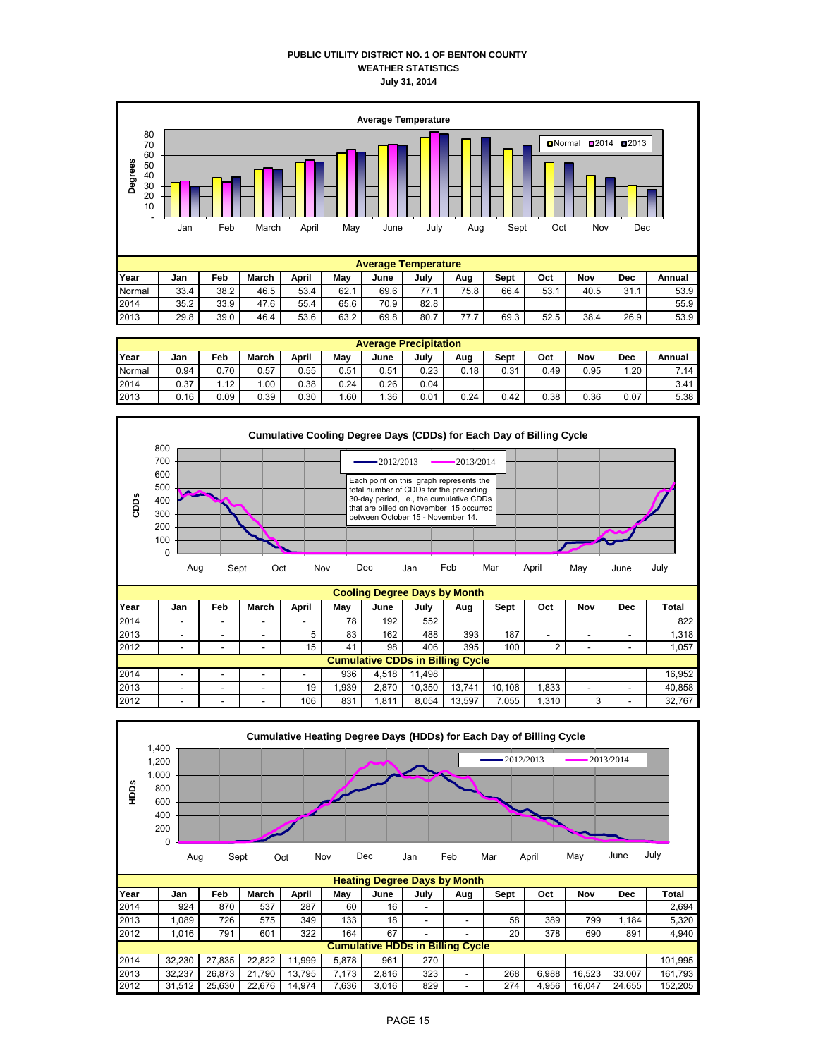# PUBLIC UTILITY DISTRICT NO. 1 OF BENTON COUNTY
## WEATHER STATISTICS
### July 31, 2014

**Average Temperature**

| Year | Jan | Feb | March | April | May | June | July | Aug | Sept | Oct | Nov | Dec | Annual |
|---|---|---|---|---|---|---|---|---|---|---|---|---|---|
| Normal | 33.4 | 38.2 | 46.5 | 53.4 | 62.1 | 69.6 | 77.1 | 75.8 | 66.4 | 53.1 | 40.5 | 31.1 | 53.9 |
| 2014 | 35.2 | 33.9 | 47.6 | 55.4 | 65.6 | 70.9 | 82.8 | | | | | | 55.9 |
| 2013 | 29.8 | 39.0 | 46.4 | 53.6 | 63.2 | 69.8 | 80.7 | 77.7 | 69.3 | 52.5 | 38.4 | 26.9 | 53.9 |

**Average Precipitation**

| Year | Jan | Feb | March | April | May | June | July | Aug | Sept | Oct | Nov | Dec | Annual |
|---|---|---|---|---|---|---|---|---|---|---|---|---|---|
| Normal | 0.94 | 0.70 | 0.57 | 0.55 | 0.51 | 0.51 | 0.23 | 0.18 | 0.31 | 0.49 | 0.95 | 1.20 | 7.14 |
| 2014 | 0.37 | 1.12 | 1.00 | 0.38 | 0.24 | 0.26 | 0.04 | | | | | | 3.41 |
| 2013 | 0.16 | 0.09 | 0.39 | 0.30 | 1.60 | 1.36 | 0.01 | 0.24 | 0.42 | 0.38 | 0.36 | 0.07 | 5.38 |

**Cumulative Cooling Degree Days (CDDs) for Each Day of Billing Cycle**

Each point on this graph represents the total number of CDDs for the preceding 30-day period, i.e., the cumulative CDDs that are billed on November 15 occurred between October 15 - November 14.

**Cooling Degree Days by Month**

| Year | Jan | Feb | March | April | May | June | July | Aug | Sept | Oct | Nov | Dec | Total |
|---|---|---|---|---|---|---|---|---|---|---|---|---|---|
| 2014 | - | - | - | - | 78 | 192 | 552 | | | | | | 822 |
| 2013 | - | - | - | 5 | 83 | 162 | 488 | 393 | 187 | - | - | - | 1,318 |
| 2012 | - | - | - | 15 | 41 | 98 | 406 | 395 | 100 | 2 | - | - | 1,057 |
| **Cumulative CDDs in Billing Cycle** | | | | | | | | | | | | | |
| 2014 | - | - | - | - | 936 | 4,518 | 11,498 | | | | | | 16,952 |
| 2013 | - | - | - | 19 | 1,939 | 2,870 | 10,350 | 13,741 | 10,106 | 1,833 | - | - | 40,858 |
| 2012 | - | - | - | 106 | 831 | 1,811 | 8,054 | 13,597 | 7,055 | 1,310 | 3 | - | 32,767 |

**Cumulative Heating Degree Days (HDDs) for Each Day of Billing Cycle**

**Heating Degree Days by Month**

| Year | Jan | Feb | March | April | May | June | July | Aug | Sept | Oct | Nov | Dec | Total |
|---|---|---|---|---|---|---|---|---|---|---|---|---|---|
| 2014 | 924 | 870 | 537 | 287 | 60 | 16 | - | | | | | | 2,694 |
| 2013 | 1,089 | 726 | 575 | 349 | 133 | 18 | - | - | 58 | 389 | 799 | 1,184 | 5,320 |
| 2012 | 1,016 | 791 | 601 | 322 | 164 | 67 | - | - | 20 | 378 | 690 | 891 | 4,940 |
| **Cumulative HDDs in Billing Cycle** | | | | | | | | | | | | | |
| 2014 | 32,230 | 27,835 | 22,822 | 11,999 | 5,878 | 961 | 270 | | | | | | 101,995 |
| 2013 | 32,237 | 26,873 | 21,790 | 13,795 | 7,173 | 2,816 | 323 | - | 268 | 6,988 | 16,523 | 33,007 | 161,793 |
| 2012 | 31,512 | 25,630 | 22,676 | 14,974 | 7,636 | 3,016 | 829 | - | 274 | 4,956 | 16,047 | 24,655 | 152,205 |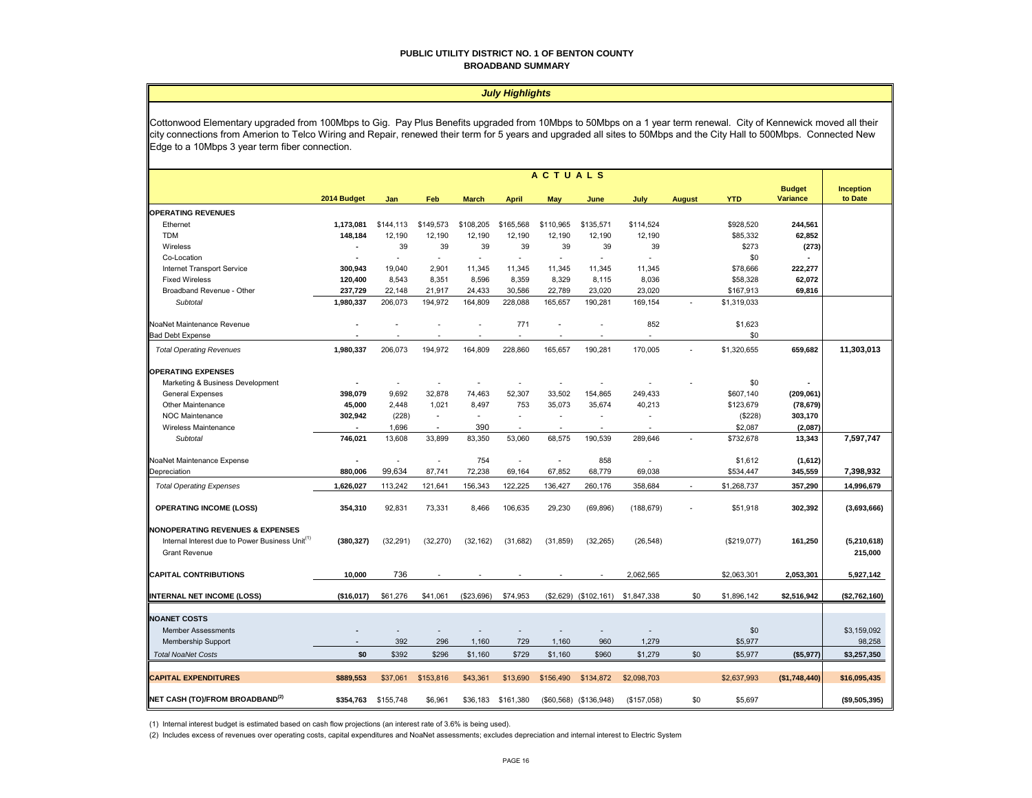# PUBLIC UTILITY DISTRICT NO. 1 OF BENTON COUNTY
## BROADBAND SUMMARY

### *July Highlights*

Cottonwood Elementary upgraded from 100Mbps to Gig. Pay Plus Benefits upgraded from 10Mbps to 50Mbps on a 1 year term renewal. City of Kennewick moved all their city connections from Amerion to Telco Wiring and Repair, renewed their term for 5 years and upgraded all sites to 50Mbps and the City Hall to 500Mbps. Connected New Edge to a 10Mbps 3 year term fiber connection.

| | | ACTUALS | | | | | | | | | | |
|---|---|---|---|---|---|---|---|---|---|---|---|---|
| | **2014 Budget** | **Jan** | **Feb** | **March** | **April** | **May** | **June** | **July** | **August** | **YTD** | **Budget Variance** | **Inception to Date** |
| **OPERATING REVENUES** | | | | | | | | | | | | |
| Ethernet | **1,173,081** | $144,113 | $149,573 | $108,205 | $165,568 | $110,965 | $135,571 | $114,524 | | $928,520 | **244,561** | |
| TDM | **148,184** | 12,190 | 12,190 | 12,190 | 12,190 | 12,190 | 12,190 | 12,190 | | $85,332 | **62,852** | |
| Wireless | **-** | 39 | 39 | 39 | 39 | 39 | 39 | 39 | | $273 | **(273)** | |
| Co-Location | **-** | - | - | - | - | - | - | - | | $0 | **-** | |
| Internet Transport Service | **300,943** | 19,040 | 2,901 | 11,345 | 11,345 | 11,345 | 11,345 | 11,345 | | $78,666 | **222,277** | |
| Fixed Wireless | **120,400** | 8,543 | 8,351 | 8,596 | 8,359 | 8,329 | 8,115 | 8,036 | | $58,328 | **62,072** | |
| Broadband Revenue - Other | **237,729** | 22,148 | 21,917 | 24,433 | 30,586 | 22,789 | 23,020 | 23,020 | | $167,913 | **69,816** | |
| *Subtotal* | **1,980,337** | 206,073 | 194,972 | 164,809 | 228,088 | 165,657 | 190,281 | 169,154 | - | $1,319,033 | | |
| NoaNet Maintenance Revenue | **-** | - | - | - | 771 | - | - | 852 | | $1,623 | | |
| Bad Debt Expense | **-** | - | - | - | - | - | - | - | | $0 | | |
| *Total Operating Revenues* | **1,980,337** | 206,073 | 194,972 | 164,809 | 228,860 | 165,657 | 190,281 | 170,005 | - | $1,320,655 | **659,682** | **11,303,013** |
| **OPERATING EXPENSES** | | | | | | | | | | | | |
| Marketing & Business Development | **-** | - | - | - | - | - | - | - | - | $0 | **-** | |
| General Expenses | **398,079** | 9,692 | 32,878 | 74,463 | 52,307 | 33,502 | 154,865 | 249,433 | | $607,140 | **(209,061)** | |
| Other Maintenance | **45,000** | 2,448 | 1,021 | 8,497 | 753 | 35,073 | 35,674 | 40,213 | | $123,679 | **(78,679)** | |
| NOC Maintenance | **302,942** | (228) | - | - | - | - | - | - | | ($228) | **303,170** | |
| Wireless Maintenance | **-** | 1,696 | - | 390 | - | - | - | - | | $2,087 | **(2,087)** | |
| *Subtotal* | **746,021** | 13,608 | 33,899 | 83,350 | 53,060 | 68,575 | 190,539 | 289,646 | - | $732,678 | **13,343** | **7,597,747** |
| NoaNet Maintenance Expense | **-** | - | - | 754 | - | - | 858 | - | | $1,612 | **(1,612)** | |
| Depreciation | **880,006** | 99,634 | 87,741 | 72,238 | 69,164 | 67,852 | 68,779 | 69,038 | | $534,447 | **345,559** | **7,398,932** |
| *Total Operating Expenses* | **1,626,027** | 113,242 | 121,641 | 156,343 | 122,225 | 136,427 | 260,176 | 358,684 | - | $1,268,737 | **357,290** | **14,996,679** |
| **OPERATING INCOME (LOSS)** | **354,310** | 92,831 | 73,331 | 8,466 | 106,635 | 29,230 | (69,896) | (188,679) | - | $51,918 | **302,392** | **(3,693,666)** |
| **NONOPERATING REVENUES & EXPENSES** | | | | | | | | | | | | |
| Internal Interest due to Power Business Unit[1] | **(380,327)** | (32,291) | (32,270) | (32,162) | (31,682) | (31,859) | (32,265) | (26,548) | | ($219,077) | **161,250** | **(5,210,618)** |
| Grant Revenue | | | | | | | | | | | | **215,000** |
| **CAPITAL CONTRIBUTIONS** | **10,000** | 736 | - | - | - | - | - | 2,062,565 | | $2,063,301 | **2,053,301** | **5,927,142** |
| **INTERNAL NET INCOME (LOSS)** | **($16,017)** | $61,276 | $41,061 | ($23,696) | $74,953 | ($2,629) | ($102,161) | $1,847,338 | $0 | $1,896,142 | **$2,516,942** | **($2,762,160)** |
| **NOANET COSTS** | | | | | | | | | | | | |
| Member Assessments | **-** | - | - | - | - | - | - | - | | $0 | | $3,159,092 |
| Membership Support | **-** | 392 | 296 | 1,160 | 729 | 1,160 | 960 | 1,279 | | $5,977 | | 98,258 |
| *Total NoaNet Costs* | **$0** | $392 | $296 | $1,160 | $729 | $1,160 | $960 | $1,279 | $0 | $5,977 | **($5,977)** | **$3,257,350** |
| **CAPITAL EXPENDITURES** | **$889,553** | $37,061 | $153,816 | $43,361 | $13,690 | $156,490 | $134,872 | $2,098,703 | | $2,637,993 | **($1,748,440)** | **$16,095,435** |
| **NET CASH (TO)/FROM BROADBAND[2]** | **$354,763** | $155,748 | $6,961 | $36,183 | $161,380 | ($60,568) | ($136,948) | ($157,058) | $0 | $5,697 | | **($9,505,395)** |

(1) Internal interest budget is estimated based on cash flow projections (an interest rate of 3.6% is being used).

(2) Includes excess of revenues over operating costs, capital expenditures and NoaNet assessments; excludes depreciation and internal interest to Electric System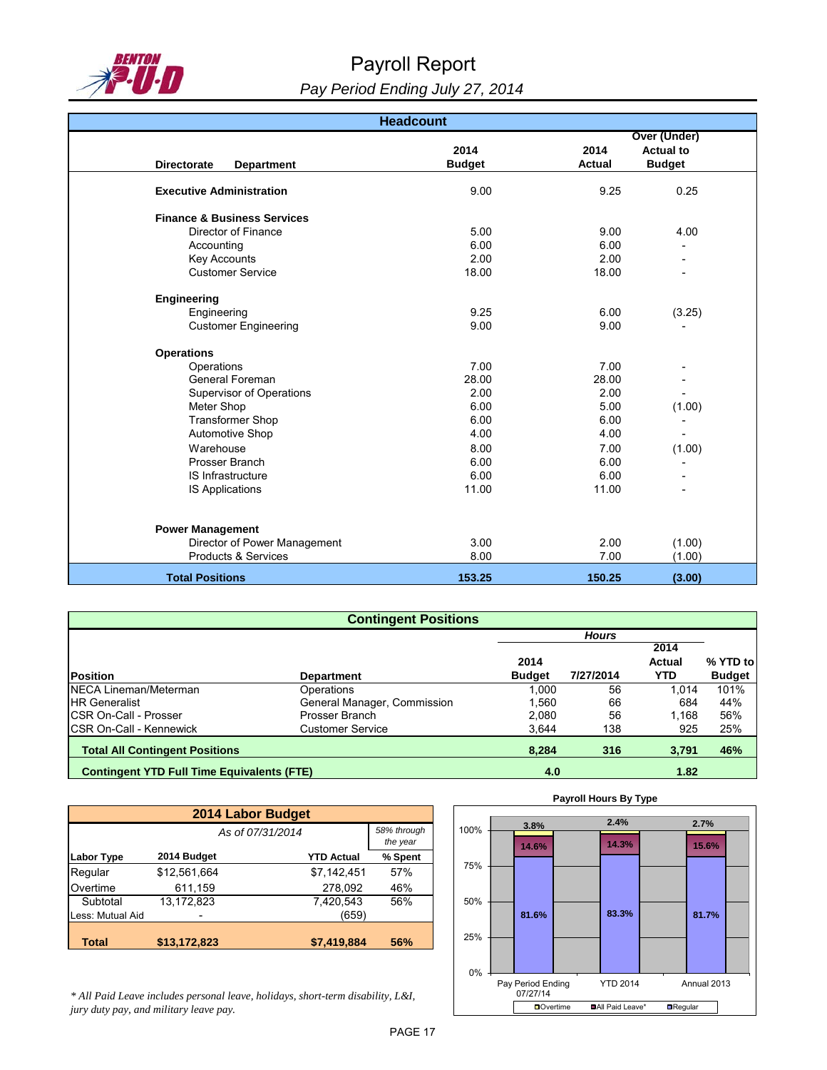# Payroll Report

*Pay Period Ending July 27, 2014*

## Headcount

| Directorate / Department | 2014 Budget | 2014 Actual | Over (Under) Actual to Budget |
|---|---|---|---|
| **Executive Administration** | 9.00 | 9.25 | 0.25 |
| **Finance & Business Services** | | | |
| Director of Finance | 5.00 | 9.00 | 4.00 |
| Accounting | 6.00 | 6.00 | - |
| Key Accounts | 2.00 | 2.00 | - |
| Customer Service | 18.00 | 18.00 | - |
| **Engineering** | | | |
| Engineering | 9.25 | 6.00 | (3.25) |
| Customer Engineering | 9.00 | 9.00 | - |
| **Operations** | | | |
| Operations | 7.00 | 7.00 | - |
| General Foreman | 28.00 | 28.00 | - |
| Supervisor of Operations | 2.00 | 2.00 | - |
| Meter Shop | 6.00 | 5.00 | (1.00) |
| Transformer Shop | 6.00 | 6.00 | - |
| Automotive Shop | 4.00 | 4.00 | - |
| Warehouse | 8.00 | 7.00 | (1.00) |
| Prosser Branch | 6.00 | 6.00 | - |
| IS Infrastructure | 6.00 | 6.00 | - |
| IS Applications | 11.00 | 11.00 | - |
| **Power Management** | | | |
| Director of Power Management | 3.00 | 2.00 | (1.00) |
| Products & Services | 8.00 | 7.00 | (1.00) |
| **Total Positions** | **153.25** | **150.25** | **(3.00)** |

## Contingent Positions

| Position | Department | Hours: 2014 Budget | Hours: 7/27/2014 | Hours: 2014 Actual YTD | % YTD to Budget |
|---|---|---|---|---|---|
| NECA Lineman/Meterman | Operations | 1,000 | 56 | 1,014 | 101% |
| HR Generalist | General Manager, Commission | 1,560 | 66 | 684 | 44% |
| CSR On-Call - Prosser | Prosser Branch | 2,080 | 56 | 1,168 | 56% |
| CSR On-Call - Kennewick | Customer Service | 3,644 | 138 | 925 | 25% |
| **Total All Contingent Positions** | | **8,284** | **316** | **3,791** | **46%** |
| **Contingent YTD Full Time Equivalents (FTE)** | | **4.0** | | **1.82** | |

## 2014 Labor Budget

*As of 07/31/2014* — *58% through the year*

| Labor Type | 2014 Budget | YTD Actual | % Spent |
|---|---|---|---|
| Regular | $12,561,664 | $7,142,451 | 57% |
| Overtime | 611,159 | 278,092 | 46% |
| Subtotal | 13,172,823 | 7,420,543 | 56% |
| Less: Mutual Aid | - | (659) | |
| **Total** | **$13,172,823** | **$7,419,884** | **56%** |

**Payroll Hours By Type**

100%
75%
50%
25%
0%

Pay Period Ending 07/27/14: 3.8%, 14.6%, 81.6%
YTD 2014: 2.4%, 14.3%, 83.3%
Annual 2013: 2.7%, 15.6%, 81.7%

Overtime
All Paid Leave*
Regular

*\* All Paid Leave includes personal leave, holidays, short-term disability, L&I, jury duty pay, and military leave pay.*